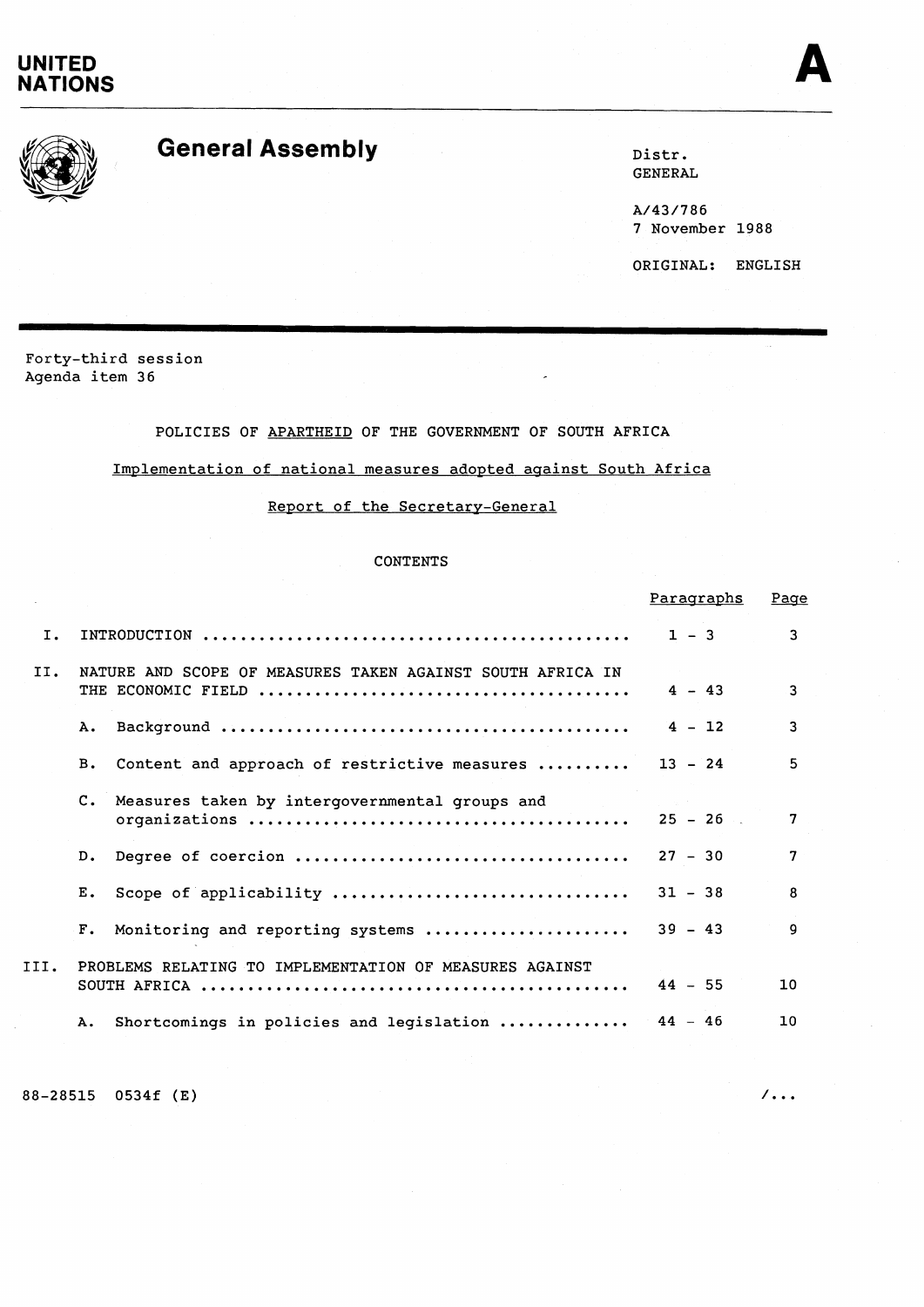UNITED NATIONS

A

# General Assembly

Distr.
GENERAL

A/43/786
7 November 1988

ORIGINAL: ENGLISH

Forty-third session
Agenda item 36

## POLICIES OF APARTHEID OF THE GOVERNMENT OF SOUTH AFRICA

### Implementation of national measures adopted against South Africa

### Report of the Secretary-General

CONTENTS

| | Paragraphs | Page |
|---|---|---|
| I. INTRODUCTION | 1 - 3 | 3 |
| II. NATURE AND SCOPE OF MEASURES TAKEN AGAINST SOUTH AFRICA IN THE ECONOMIC FIELD | 4 - 43 | 3 |
| A. Background | 4 - 12 | 3 |
| B. Content and approach of restrictive measures | 13 - 24 | 5 |
| C. Measures taken by intergovernmental groups and organizations | 25 - 26 | 7 |
| D. Degree of coercion | 27 - 30 | 7 |
| E. Scope of applicability | 31 - 38 | 8 |
| F. Monitoring and reporting systems | 39 - 43 | 9 |
| III. PROBLEMS RELATING TO IMPLEMENTATION OF MEASURES AGAINST SOUTH AFRICA | 44 - 55 | 10 |
| A. Shortcomings in policies and legislation | 44 - 46 | 10 |

88-28515 0534f (E)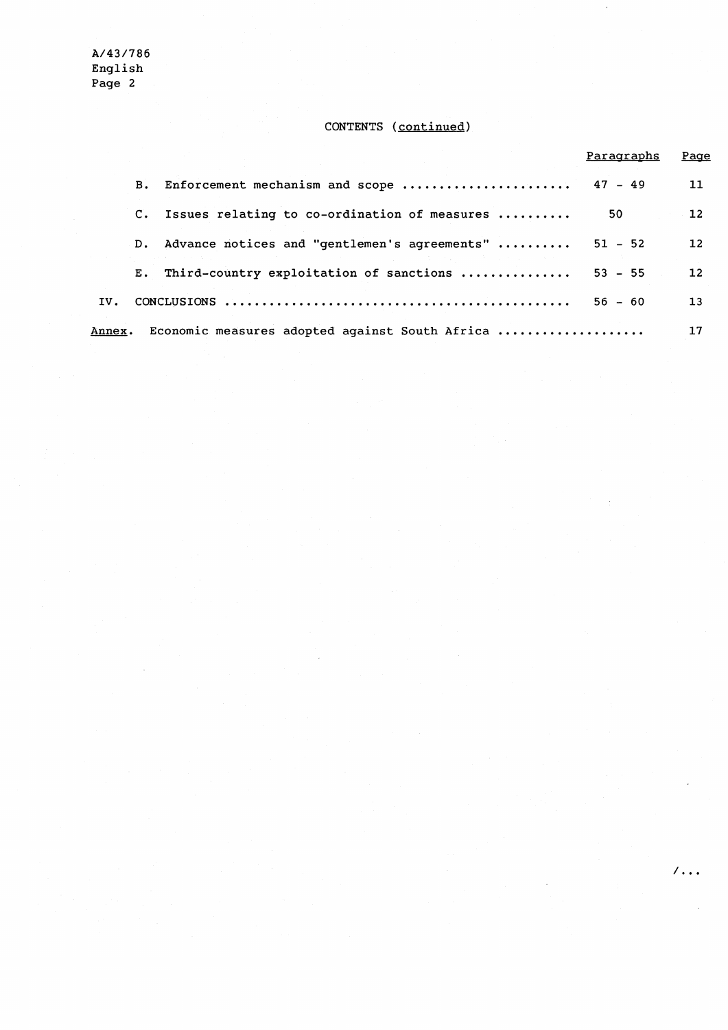CONTENTS (continued)

| | Paragraphs | Page |
|---|---|---|
| B. Enforcement mechanism and scope | 47 - 49 | 11 |
| C. Issues relating to co-ordination of measures | 50 | 12 |
| D. Advance notices and "gentlemen's agreements" | 51 - 52 | 12 |
| E. Third-country exploitation of sanctions | 53 - 55 | 12 |
| IV. CONCLUSIONS | 56 - 60 | 13 |
| Annex. Economic measures adopted against South Africa | | 17 |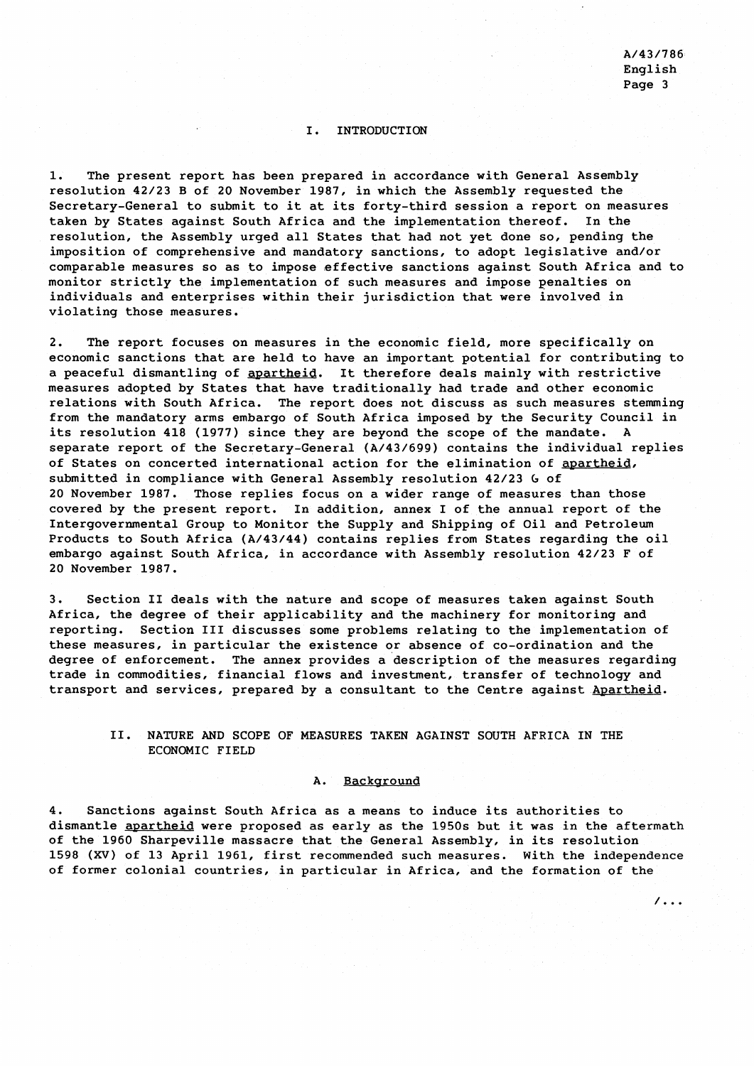## I. INTRODUCTION

1. The present report has been prepared in accordance with General Assembly resolution 42/23 B of 20 November 1987, in which the Assembly requested the Secretary-General to submit to it at its forty-third session a report on measures taken by States against South Africa and the implementation thereof. In the resolution, the Assembly urged all States that had not yet done so, pending the imposition of comprehensive and mandatory sanctions, to adopt legislative and/or comparable measures so as to impose effective sanctions against South Africa and to monitor strictly the implementation of such measures and impose penalties on individuals and enterprises within their jurisdiction that were involved in violating those measures.

2. The report focuses on measures in the economic field, more specifically on economic sanctions that are held to have an important potential for contributing to a peaceful dismantling of *apartheid*. It therefore deals mainly with restrictive measures adopted by States that have traditionally had trade and other economic relations with South Africa. The report does not discuss as such measures stemming from the mandatory arms embargo of South Africa imposed by the Security Council in its resolution 418 (1977) since they are beyond the scope of the mandate. A separate report of the Secretary-General (A/43/699) contains the individual replies of States on concerted international action for the elimination of *apartheid*, submitted in compliance with General Assembly resolution 42/23 G of 20 November 1987. Those replies focus on a wider range of measures than those covered by the present report. In addition, annex I of the annual report of the Intergovernmental Group to Monitor the Supply and Shipping of Oil and Petroleum Products to South Africa (A/43/44) contains replies from States regarding the oil embargo against South Africa, in accordance with Assembly resolution 42/23 F of 20 November 1987.

3. Section II deals with the nature and scope of measures taken against South Africa, the degree of their applicability and the machinery for monitoring and reporting. Section III discusses some problems relating to the implementation of these measures, in particular the existence or absence of co-ordination and the degree of enforcement. The annex provides a description of the measures regarding trade in commodities, financial flows and investment, transfer of technology and transport and services, prepared by a consultant to the Centre against *Apartheid*.

## II. NATURE AND SCOPE OF MEASURES TAKEN AGAINST SOUTH AFRICA IN THE ECONOMIC FIELD

### A. Background

4. Sanctions against South Africa as a means to induce its authorities to dismantle *apartheid* were proposed as early as the 1950s but it was in the aftermath of the 1960 Sharpeville massacre that the General Assembly, in its resolution 1598 (XV) of 13 April 1961, first recommended such measures. With the independence of former colonial countries, in particular in Africa, and the formation of the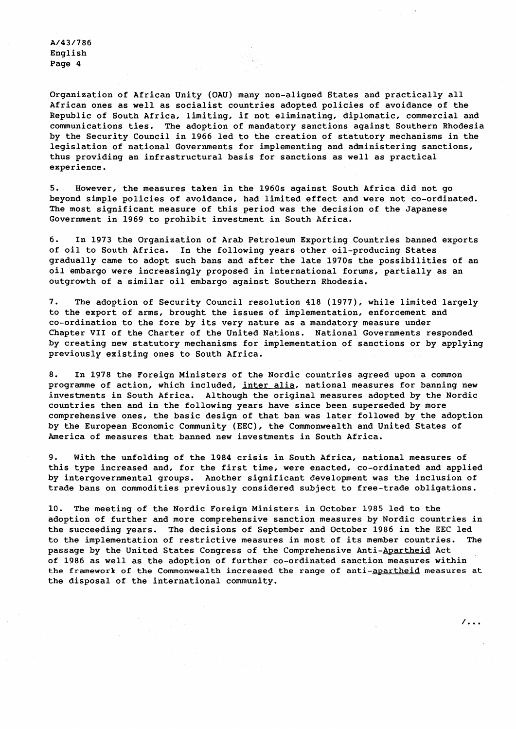Organization of African Unity (OAU) many non-aligned States and practically all African ones as well as socialist countries adopted policies of avoidance of the Republic of South Africa, limiting, if not eliminating, diplomatic, commercial and communications ties. The adoption of mandatory sanctions against Southern Rhodesia by the Security Council in 1966 led to the creation of statutory mechanisms in the legislation of national Governments for implementing and administering sanctions, thus providing an infrastructural basis for sanctions as well as practical experience.

5. However, the measures taken in the 1960s against South Africa did not go beyond simple policies of avoidance, had limited effect and were not co-ordinated. The most significant measure of this period was the decision of the Japanese Government in 1969 to prohibit investment in South Africa.

6. In 1973 the Organization of Arab Petroleum Exporting Countries banned exports of oil to South Africa. In the following years other oil-producing States gradually came to adopt such bans and after the late 1970s the possibilities of an oil embargo were increasingly proposed in international forums, partially as an outgrowth of a similar oil embargo against Southern Rhodesia.

7. The adoption of Security Council resolution 418 (1977), while limited largely to the export of arms, brought the issues of implementation, enforcement and co-ordination to the fore by its very nature as a mandatory measure under Chapter VII of the Charter of the United Nations. National Governments responded by creating new statutory mechanisms for implementation of sanctions or by applying previously existing ones to South Africa.

8. In 1978 the Foreign Ministers of the Nordic countries agreed upon a common programme of action, which included, *inter alia*, national measures for banning new investments in South Africa. Although the original measures adopted by the Nordic countries then and in the following years have since been superseded by more comprehensive ones, the basic design of that ban was later followed by the adoption by the European Economic Community (EEC), the Commonwealth and United States of America of measures that banned new investments in South Africa.

9. With the unfolding of the 1984 crisis in South Africa, national measures of this type increased and, for the first time, were enacted, co-ordinated and applied by intergovernmental groups. Another significant development was the inclusion of trade bans on commodities previously considered subject to free-trade obligations.

10. The meeting of the Nordic Foreign Ministers in October 1985 led to the adoption of further and more comprehensive sanction measures by Nordic countries in the succeeding years. The decisions of September and October 1986 in the EEC led to the implementation of restrictive measures in most of its member countries. The passage by the United States Congress of the Comprehensive Anti-*Apartheid* Act of 1986 as well as the adoption of further co-ordinated sanction measures within the framework of the Commonwealth increased the range of anti-*apartheid* measures at the disposal of the international community.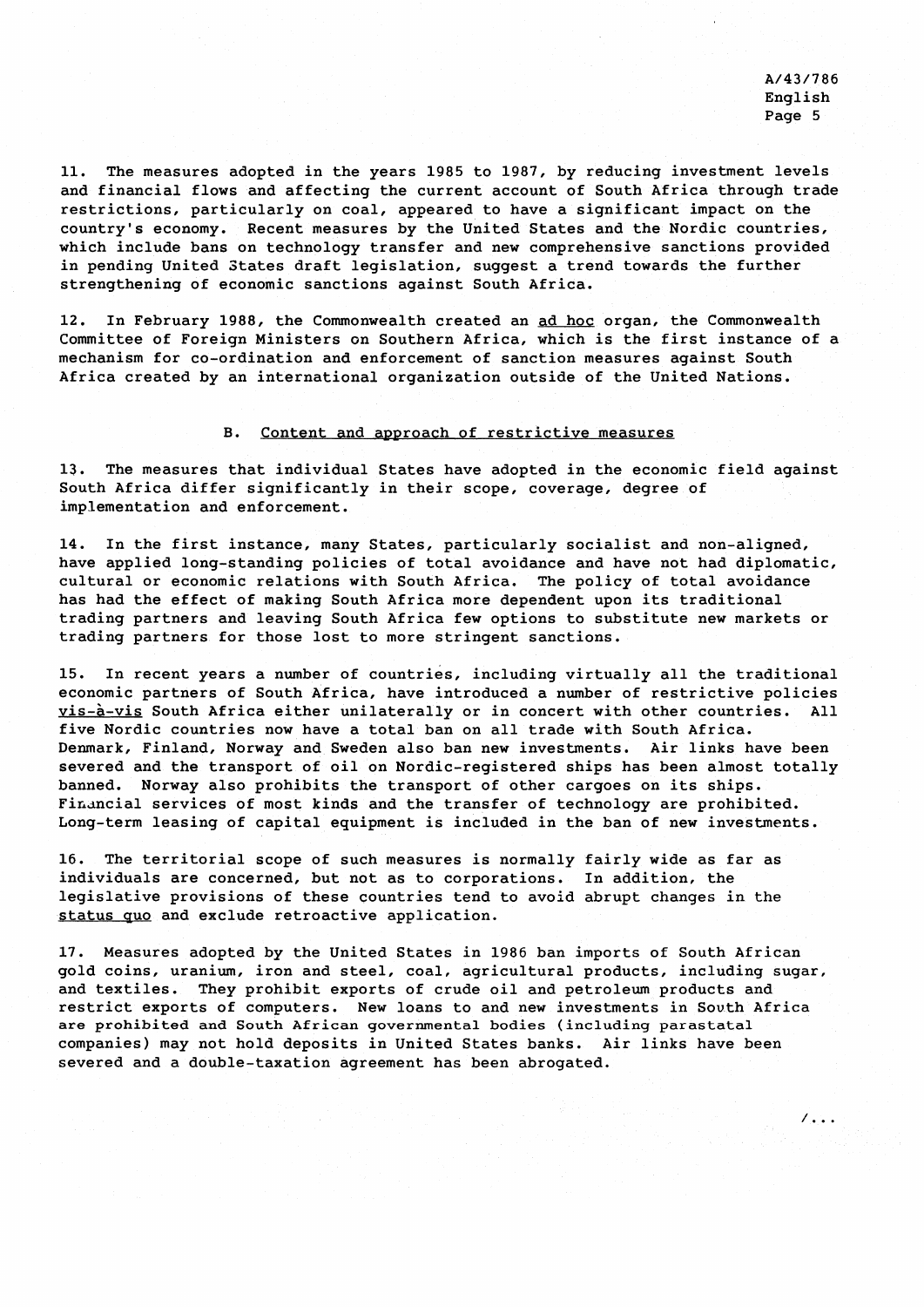11. The measures adopted in the years 1985 to 1987, by reducing investment levels and financial flows and affecting the current account of South Africa through trade restrictions, particularly on coal, appeared to have a significant impact on the country's economy. Recent measures by the United States and the Nordic countries, which include bans on technology transfer and new comprehensive sanctions provided in pending United States draft legislation, suggest a trend towards the further strengthening of economic sanctions against South Africa.

12. In February 1988, the Commonwealth created an *ad hoc* organ, the Commonwealth Committee of Foreign Ministers on Southern Africa, which is the first instance of a mechanism for co-ordination and enforcement of sanction measures against South Africa created by an international organization outside of the United Nations.

## B. Content and approach of restrictive measures

13. The measures that individual States have adopted in the economic field against South Africa differ significantly in their scope, coverage, degree of implementation and enforcement.

14. In the first instance, many States, particularly socialist and non-aligned, have applied long-standing policies of total avoidance and have not had diplomatic, cultural or economic relations with South Africa. The policy of total avoidance has had the effect of making South Africa more dependent upon its traditional trading partners and leaving South Africa few options to substitute new markets or trading partners for those lost to more stringent sanctions.

15. In recent years a number of countries, including virtually all the traditional economic partners of South Africa, have introduced a number of restrictive policies *vis-à-vis* South Africa either unilaterally or in concert with other countries. All five Nordic countries now have a total ban on all trade with South Africa. Denmark, Finland, Norway and Sweden also ban new investments. Air links have been severed and the transport of oil on Nordic-registered ships has been almost totally banned. Norway also prohibits the transport of other cargoes on its ships. Financial services of most kinds and the transfer of technology are prohibited. Long-term leasing of capital equipment is included in the ban of new investments.

16. The territorial scope of such measures is normally fairly wide as far as individuals are concerned, but not as to corporations. In addition, the legislative provisions of these countries tend to avoid abrupt changes in the *status quo* and exclude retroactive application.

17. Measures adopted by the United States in 1986 ban imports of South African gold coins, uranium, iron and steel, coal, agricultural products, including sugar, and textiles. They prohibit exports of crude oil and petroleum products and restrict exports of computers. New loans to and new investments in South Africa are prohibited and South African governmental bodies (including parastatal companies) may not hold deposits in United States banks. Air links have been severed and a double-taxation agreement has been abrogated.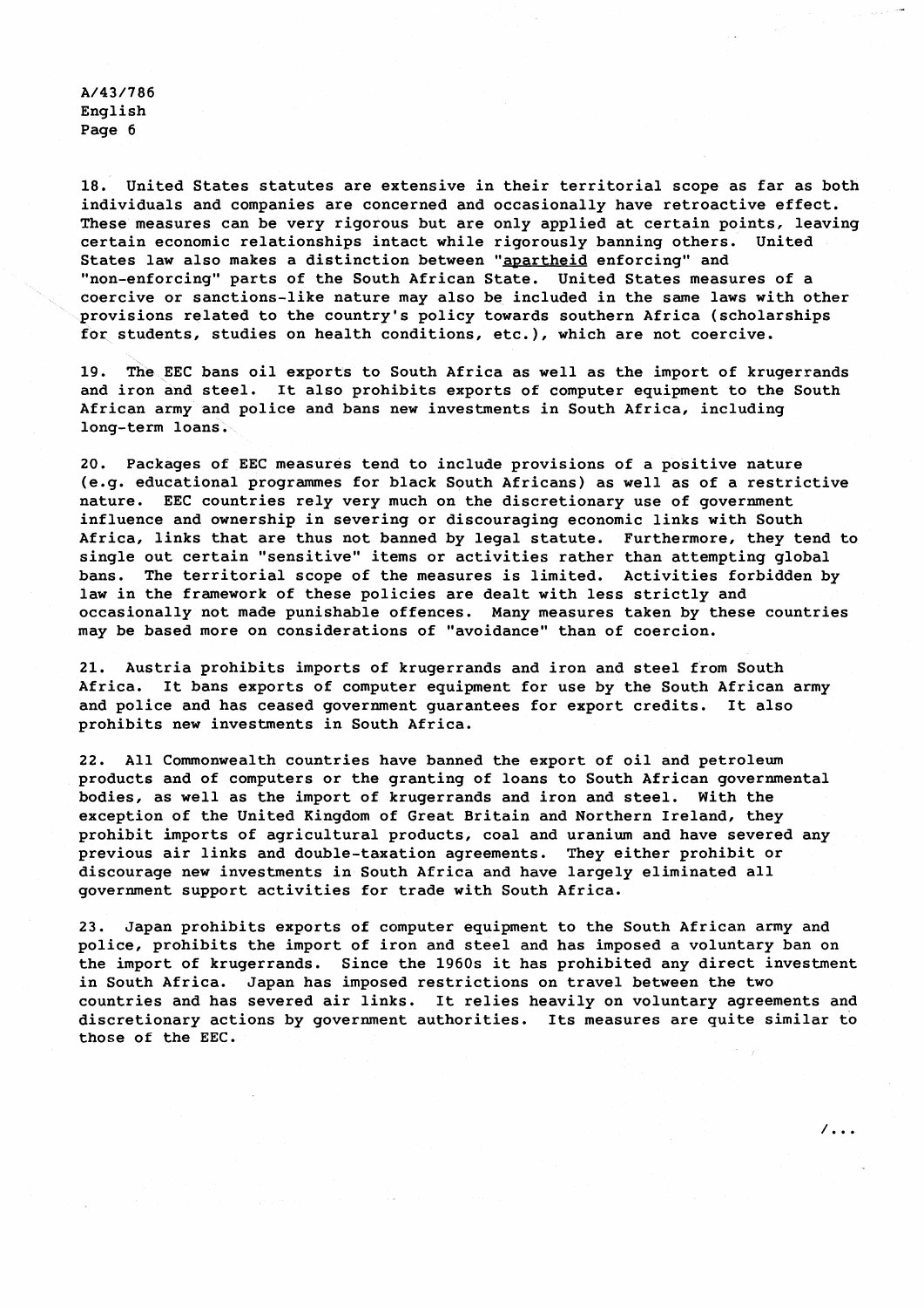18. United States statutes are extensive in their territorial scope as far as both individuals and companies are concerned and occasionally have retroactive effect. These measures can be very rigorous but are only applied at certain points, leaving certain economic relationships intact while rigorously banning others. United States law also makes a distinction between "apartheid enforcing" and "non-enforcing" parts of the South African State. United States measures of a coercive or sanctions-like nature may also be included in the same laws with other provisions related to the country's policy towards southern Africa (scholarships for students, studies on health conditions, etc.), which are not coercive.

19. The EEC bans oil exports to South Africa as well as the import of krugerrands and iron and steel. It also prohibits exports of computer equipment to the South African army and police and bans new investments in South Africa, including long-term loans.

20. Packages of EEC measures tend to include provisions of a positive nature (e.g. educational programmes for black South Africans) as well as of a restrictive nature. EEC countries rely very much on the discretionary use of government influence and ownership in severing or discouraging economic links with South Africa, links that are thus not banned by legal statute. Furthermore, they tend to single out certain "sensitive" items or activities rather than attempting global bans. The territorial scope of the measures is limited. Activities forbidden by law in the framework of these policies are dealt with less strictly and occasionally not made punishable offences. Many measures taken by these countries may be based more on considerations of "avoidance" than of coercion.

21. Austria prohibits imports of krugerrands and iron and steel from South Africa. It bans exports of computer equipment for use by the South African army and police and has ceased government guarantees for export credits. It also prohibits new investments in South Africa.

22. All Commonwealth countries have banned the export of oil and petroleum products and of computers or the granting of loans to South African governmental bodies, as well as the import of krugerrands and iron and steel. With the exception of the United Kingdom of Great Britain and Northern Ireland, they prohibit imports of agricultural products, coal and uranium and have severed any previous air links and double-taxation agreements. They either prohibit or discourage new investments in South Africa and have largely eliminated all government support activities for trade with South Africa.

23. Japan prohibits exports of computer equipment to the South African army and police, prohibits the import of iron and steel and has imposed a voluntary ban on the import of krugerrands. Since the 1960s it has prohibited any direct investment in South Africa. Japan has imposed restrictions on travel between the two countries and has severed air links. It relies heavily on voluntary agreements and discretionary actions by government authorities. Its measures are quite similar to those of the EEC.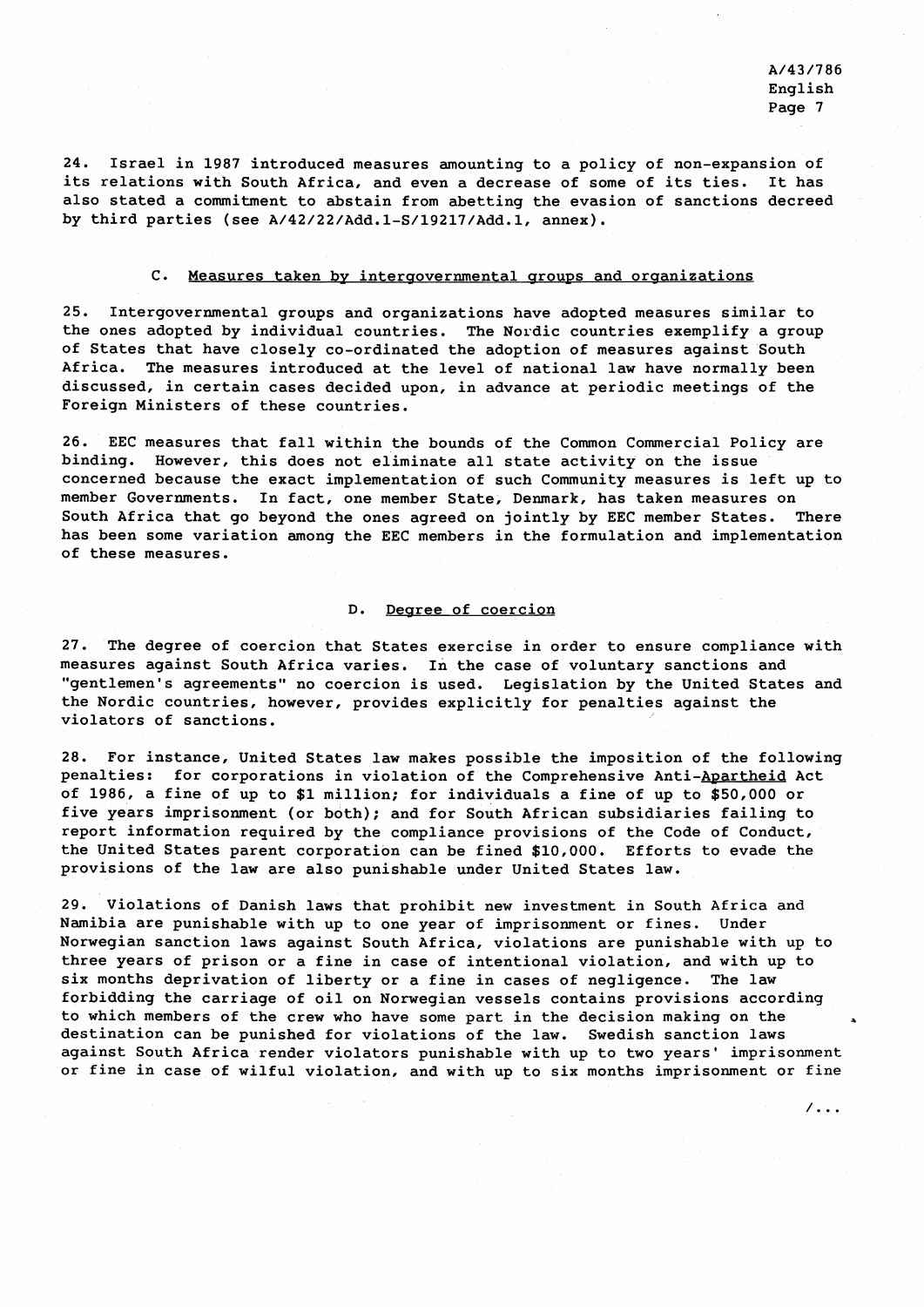24. Israel in 1987 introduced measures amounting to a policy of non-expansion of its relations with South Africa, and even a decrease of some of its ties. It has also stated a commitment to abstain from abetting the evasion of sanctions decreed by third parties (see A/42/22/Add.1-S/19217/Add.1, annex).

### C. Measures taken by intergovernmental groups and organizations

25. Intergovernmental groups and organizations have adopted measures similar to the ones adopted by individual countries. The Nordic countries exemplify a group of States that have closely co-ordinated the adoption of measures against South Africa. The measures introduced at the level of national law have normally been discussed, in certain cases decided upon, in advance at periodic meetings of the Foreign Ministers of these countries.

26. EEC measures that fall within the bounds of the Common Commercial Policy are binding. However, this does not eliminate all state activity on the issue concerned because the exact implementation of such Community measures is left up to member Governments. In fact, one member State, Denmark, has taken measures on South Africa that go beyond the ones agreed on jointly by EEC member States. There has been some variation among the EEC members in the formulation and implementation of these measures.

### D. Degree of coercion

27. The degree of coercion that States exercise in order to ensure compliance with measures against South Africa varies. In the case of voluntary sanctions and "gentlemen's agreements" no coercion is used. Legislation by the United States and the Nordic countries, however, provides explicitly for penalties against the violators of sanctions.

28. For instance, United States law makes possible the imposition of the following penalties: for corporations in violation of the Comprehensive Anti-*Apartheid* Act of 1986, a fine of up to $1 million; for individuals a fine of up to $50,000 or five years imprisonment (or both); and for South African subsidiaries failing to report information required by the compliance provisions of the Code of Conduct, the United States parent corporation can be fined $10,000. Efforts to evade the provisions of the law are also punishable under United States law.

29. Violations of Danish laws that prohibit new investment in South Africa and Namibia are punishable with up to one year of imprisonment or fines. Under Norwegian sanction laws against South Africa, violations are punishable with up to three years of prison or a fine in case of intentional violation, and with up to six months deprivation of liberty or a fine in cases of negligence. The law forbidding the carriage of oil on Norwegian vessels contains provisions according to which members of the crew who have some part in the decision making on the destination can be punished for violations of the law. Swedish sanction laws against South Africa render violators punishable with up to two years' imprisonment or fine in case of wilful violation, and with up to six months imprisonment or fine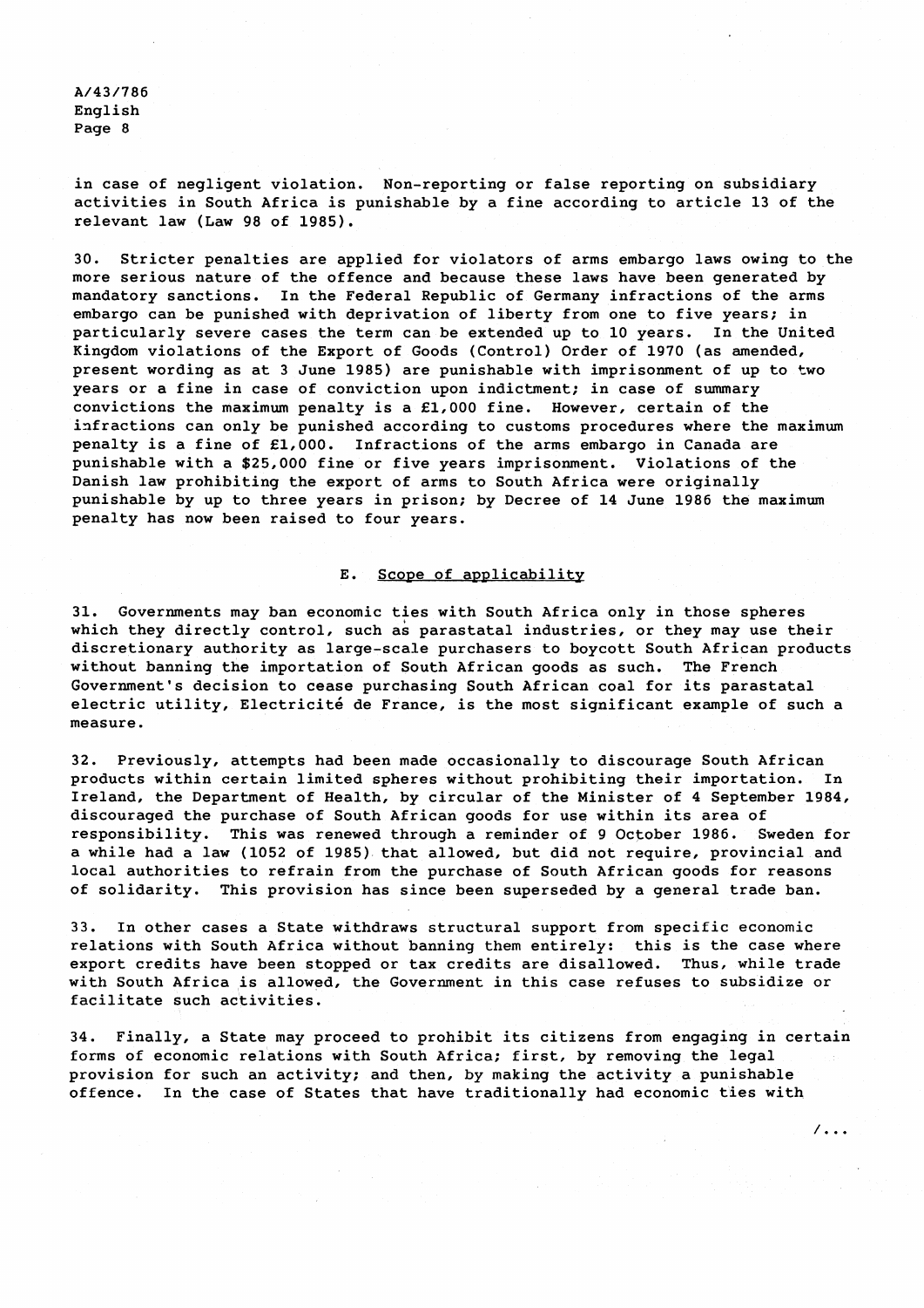in case of negligent violation. Non-reporting or false reporting on subsidiary activities in South Africa is punishable by a fine according to article 13 of the relevant law (Law 98 of 1985).

30. Stricter penalties are applied for violators of arms embargo laws owing to the more serious nature of the offence and because these laws have been generated by mandatory sanctions. In the Federal Republic of Germany infractions of the arms embargo can be punished with deprivation of liberty from one to five years; in particularly severe cases the term can be extended up to 10 years. In the United Kingdom violations of the Export of Goods (Control) Order of 1970 (as amended, present wording as at 3 June 1985) are punishable with imprisonment of up to two years or a fine in case of conviction upon indictment; in case of summary convictions the maximum penalty is a £1,000 fine. However, certain of the infractions can only be punished according to customs procedures where the maximum penalty is a fine of £1,000. Infractions of the arms embargo in Canada are punishable with a $25,000 fine or five years imprisonment. Violations of the Danish law prohibiting the export of arms to South Africa were originally punishable by up to three years in prison; by Decree of 14 June 1986 the maximum penalty has now been raised to four years.

## E. Scope of applicability

31. Governments may ban economic ties with South Africa only in those spheres which they directly control, such as parastatal industries, or they may use their discretionary authority as large-scale purchasers to boycott South African products without banning the importation of South African goods as such. The French Government's decision to cease purchasing South African coal for its parastatal electric utility, Electricité de France, is the most significant example of such a measure.

32. Previously, attempts had been made occasionally to discourage South African products within certain limited spheres without prohibiting their importation. In Ireland, the Department of Health, by circular of the Minister of 4 September 1984, discouraged the purchase of South African goods for use within its area of responsibility. This was renewed through a reminder of 9 October 1986. Sweden for a while had a law (1052 of 1985) that allowed, but did not require, provincial and local authorities to refrain from the purchase of South African goods for reasons of solidarity. This provision has since been superseded by a general trade ban.

33. In other cases a State withdraws structural support from specific economic relations with South Africa without banning them entirely: this is the case where export credits have been stopped or tax credits are disallowed. Thus, while trade with South Africa is allowed, the Government in this case refuses to subsidize or facilitate such activities.

34. Finally, a State may proceed to prohibit its citizens from engaging in certain forms of economic relations with South Africa; first, by removing the legal provision for such an activity; and then, by making the activity a punishable offence. In the case of States that have traditionally had economic ties with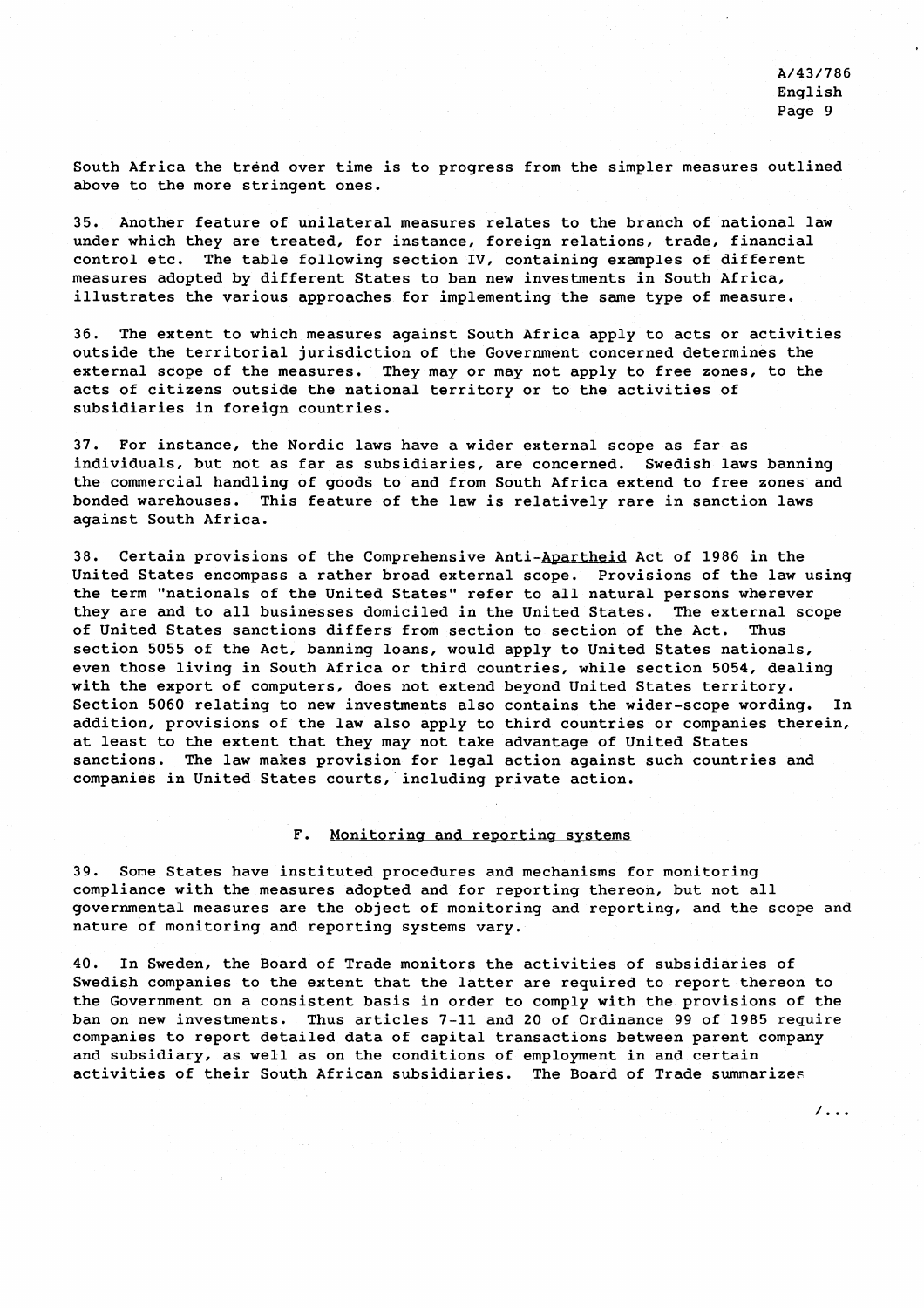South Africa the trend over time is to progress from the simpler measures outlined above to the more stringent ones.

35. Another feature of unilateral measures relates to the branch of national law under which they are treated, for instance, foreign relations, trade, financial control etc. The table following section IV, containing examples of different measures adopted by different States to ban new investments in South Africa, illustrates the various approaches for implementing the same type of measure.

36. The extent to which measures against South Africa apply to acts or activities outside the territorial jurisdiction of the Government concerned determines the external scope of the measures. They may or may not apply to free zones, to the acts of citizens outside the national territory or to the activities of subsidiaries in foreign countries.

37. For instance, the Nordic laws have a wider external scope as far as individuals, but not as far as subsidiaries, are concerned. Swedish laws banning the commercial handling of goods to and from South Africa extend to free zones and bonded warehouses. This feature of the law is relatively rare in sanction laws against South Africa.

38. Certain provisions of the Comprehensive Anti-Apartheid Act of 1986 in the United States encompass a rather broad external scope. Provisions of the law using the term "nationals of the United States" refer to all natural persons wherever they are and to all businesses domiciled in the United States. The external scope of United States sanctions differs from section to section of the Act. Thus section 5055 of the Act, banning loans, would apply to United States nationals, even those living in South Africa or third countries, while section 5054, dealing with the export of computers, does not extend beyond United States territory. Section 5060 relating to new investments also contains the wider-scope wording. In addition, provisions of the law also apply to third countries or companies therein, at least to the extent that they may not take advantage of United States sanctions. The law makes provision for legal action against such countries and companies in United States courts, including private action.

### F. Monitoring and reporting systems

39. Some States have instituted procedures and mechanisms for monitoring compliance with the measures adopted and for reporting thereon, but not all governmental measures are the object of monitoring and reporting, and the scope and nature of monitoring and reporting systems vary.

40. In Sweden, the Board of Trade monitors the activities of subsidiaries of Swedish companies to the extent that the latter are required to report thereon to the Government on a consistent basis in order to comply with the provisions of the ban on new investments. Thus articles 7-11 and 20 of Ordinance 99 of 1985 require companies to report detailed data of capital transactions between parent company and subsidiary, as well as on the conditions of employment in and certain activities of their South African subsidiaries. The Board of Trade summarizes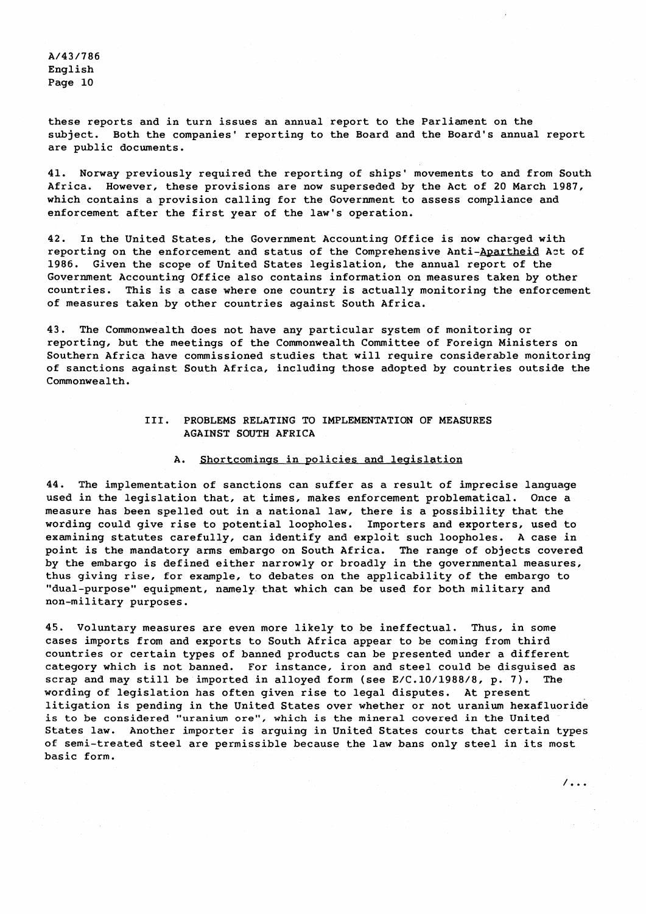these reports and in turn issues an annual report to the Parliament on the subject. Both the companies' reporting to the Board and the Board's annual report are public documents.

41. Norway previously required the reporting of ships' movements to and from South Africa. However, these provisions are now superseded by the Act of 20 March 1987, which contains a provision calling for the Government to assess compliance and enforcement after the first year of the law's operation.

42. In the United States, the Government Accounting Office is now charged with reporting on the enforcement and status of the Comprehensive Anti-Apartheid Act of 1986. Given the scope of United States legislation, the annual report of the Government Accounting Office also contains information on measures taken by other countries. This is a case where one country is actually monitoring the enforcement of measures taken by other countries against South Africa.

43. The Commonwealth does not have any particular system of monitoring or reporting, but the meetings of the Commonwealth Committee of Foreign Ministers on Southern Africa have commissioned studies that will require considerable monitoring of sanctions against South Africa, including those adopted by countries outside the Commonwealth.

## III. PROBLEMS RELATING TO IMPLEMENTATION OF MEASURES AGAINST SOUTH AFRICA

### A. Shortcomings in policies and legislation

44. The implementation of sanctions can suffer as a result of imprecise language used in the legislation that, at times, makes enforcement problematical. Once a measure has been spelled out in a national law, there is a possibility that the wording could give rise to potential loopholes. Importers and exporters, used to examining statutes carefully, can identify and exploit such loopholes. A case in point is the mandatory arms embargo on South Africa. The range of objects covered by the embargo is defined either narrowly or broadly in the governmental measures, thus giving rise, for example, to debates on the applicability of the embargo to "dual-purpose" equipment, namely that which can be used for both military and non-military purposes.

45. Voluntary measures are even more likely to be ineffectual. Thus, in some cases imports from and exports to South Africa appear to be coming from third countries or certain types of banned products can be presented under a different category which is not banned. For instance, iron and steel could be disguised as scrap and may still be imported in alloyed form (see E/C.10/1988/8, p. 7). The wording of legislation has often given rise to legal disputes. At present litigation is pending in the United States over whether or not uranium hexafluoride is to be considered "uranium ore", which is the mineral covered in the United States law. Another importer is arguing in United States courts that certain types of semi-treated steel are permissible because the law bans only steel in its most basic form.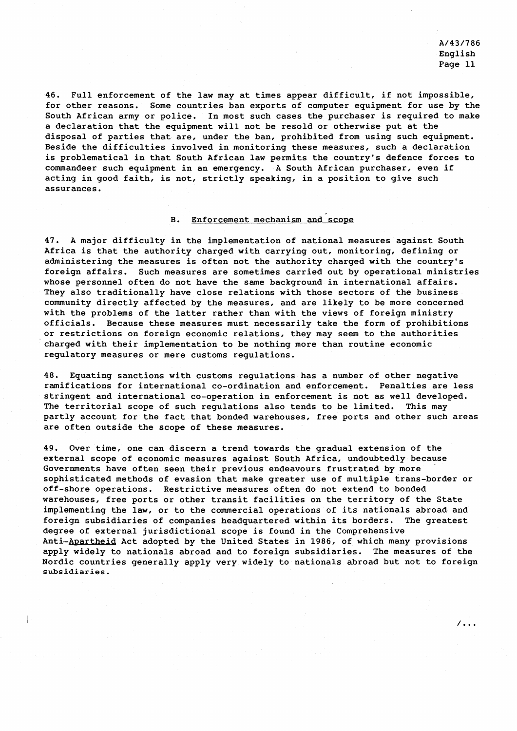46. Full enforcement of the law may at times appear difficult, if not impossible, for other reasons. Some countries ban exports of computer equipment for use by the South African army or police. In most such cases the purchaser is required to make a declaration that the equipment will not be resold or otherwise put at the disposal of parties that are, under the ban, prohibited from using such equipment. Beside the difficulties involved in monitoring these measures, such a declaration is problematical in that South African law permits the country's defence forces to commandeer such equipment in an emergency. A South African purchaser, even if acting in good faith, is not, strictly speaking, in a position to give such assurances.

### B. Enforcement mechanism and scope

47. A major difficulty in the implementation of national measures against South Africa is that the authority charged with carrying out, monitoring, defining or administering the measures is often not the authority charged with the country's foreign affairs. Such measures are sometimes carried out by operational ministries whose personnel often do not have the same background in international affairs. They also traditionally have close relations with those sectors of the business community directly affected by the measures, and are likely to be more concerned with the problems of the latter rather than with the views of foreign ministry officials. Because these measures must necessarily take the form of prohibitions or restrictions on foreign economic relations, they may seem to the authorities charged with their implementation to be nothing more than routine economic regulatory measures or mere customs regulations.

48. Equating sanctions with customs regulations has a number of other negative ramifications for international co-ordination and enforcement. Penalties are less stringent and international co-operation in enforcement is not as well developed. The territorial scope of such regulations also tends to be limited. This may partly account for the fact that bonded warehouses, free ports and other such areas are often outside the scope of these measures.

49. Over time, one can discern a trend towards the gradual extension of the external scope of economic measures against South Africa, undoubtedly because Governments have often seen their previous endeavours frustrated by more sophisticated methods of evasion that make greater use of multiple trans-border or off-shore operations. Restrictive measures often do not extend to bonded warehouses, free ports or other transit facilities on the territory of the State implementing the law, or to the commercial operations of its nationals abroad and foreign subsidiaries of companies headquartered within its borders. The greatest degree of external jurisdictional scope is found in the Comprehensive Anti-*Apartheid* Act adopted by the United States in 1986, of which many provisions apply widely to nationals abroad and to foreign subsidiaries. The measures of the Nordic countries generally apply very widely to nationals abroad but not to foreign subsidiaries.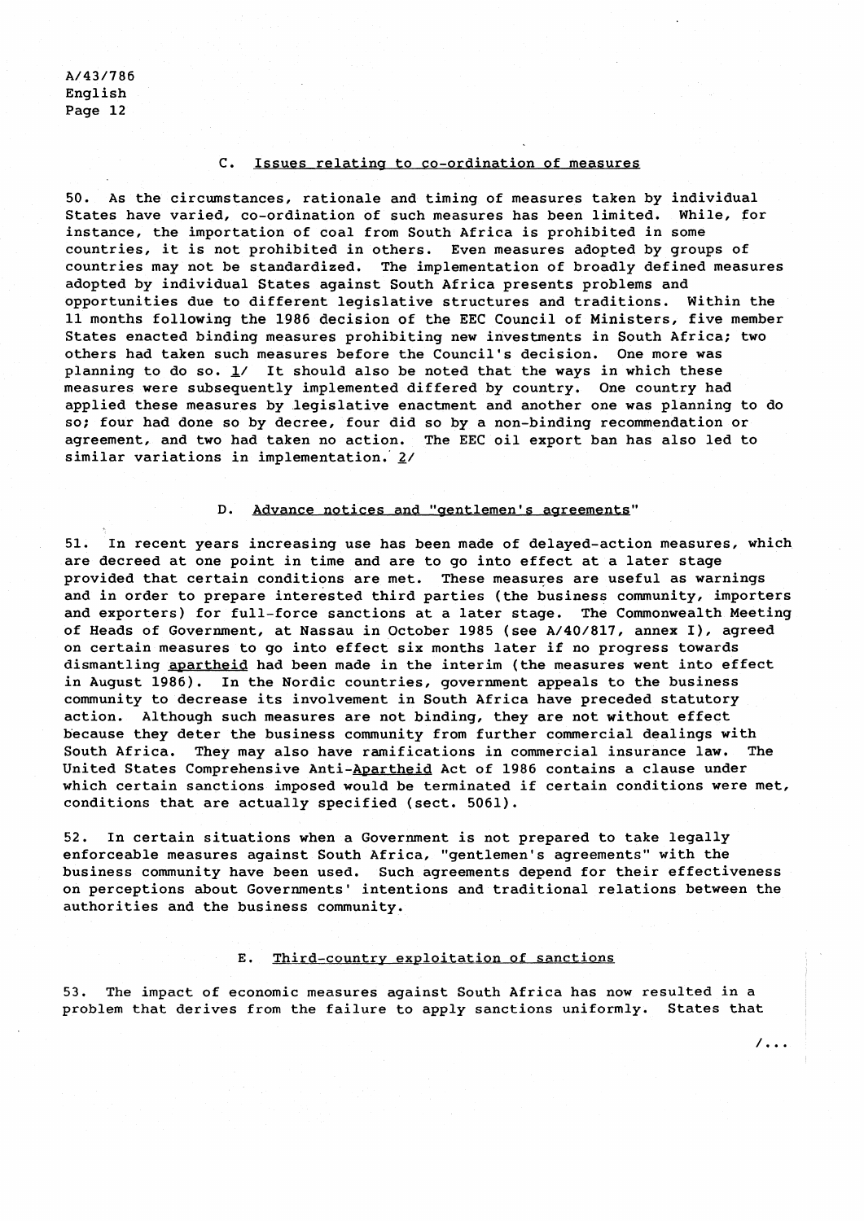### C. Issues relating to co-ordination of measures

50. As the circumstances, rationale and timing of measures taken by individual States have varied, co-ordination of such measures has been limited. While, for instance, the importation of coal from South Africa is prohibited in some countries, it is not prohibited in others. Even measures adopted by groups of countries may not be standardized. The implementation of broadly defined measures adopted by individual States against South Africa presents problems and opportunities due to different legislative structures and traditions. Within the 11 months following the 1986 decision of the EEC Council of Ministers, five member States enacted binding measures prohibiting new investments in South Africa; two others had taken such measures before the Council's decision. One more was planning to do so. 1/ It should also be noted that the ways in which these measures were subsequently implemented differed by country. One country had applied these measures by legislative enactment and another one was planning to do so; four had done so by decree, four did so by a non-binding recommendation or agreement, and two had taken no action. The EEC oil export ban has also led to similar variations in implementation. 2/

### D. Advance notices and "gentlemen's agreements"

51. In recent years increasing use has been made of delayed-action measures, which are decreed at one point in time and are to go into effect at a later stage provided that certain conditions are met. These measures are useful as warnings and in order to prepare interested third parties (the business community, importers and exporters) for full-force sanctions at a later stage. The Commonwealth Meeting of Heads of Government, at Nassau in October 1985 (see A/40/817, annex I), agreed on certain measures to go into effect six months later if no progress towards dismantling *apartheid* had been made in the interim (the measures went into effect in August 1986). In the Nordic countries, government appeals to the business community to decrease its involvement in South Africa have preceded statutory action. Although such measures are not binding, they are not without effect because they deter the business community from further commercial dealings with South Africa. They may also have ramifications in commercial insurance law. The United States Comprehensive Anti-*Apartheid* Act of 1986 contains a clause under which certain sanctions imposed would be terminated if certain conditions were met, conditions that are actually specified (sect. 5061).

52. In certain situations when a Government is not prepared to take legally enforceable measures against South Africa, "gentlemen's agreements" with the business community have been used. Such agreements depend for their effectiveness on perceptions about Governments' intentions and traditional relations between the authorities and the business community.

### E. Third-country exploitation of sanctions

53. The impact of economic measures against South Africa has now resulted in a problem that derives from the failure to apply sanctions uniformly. States that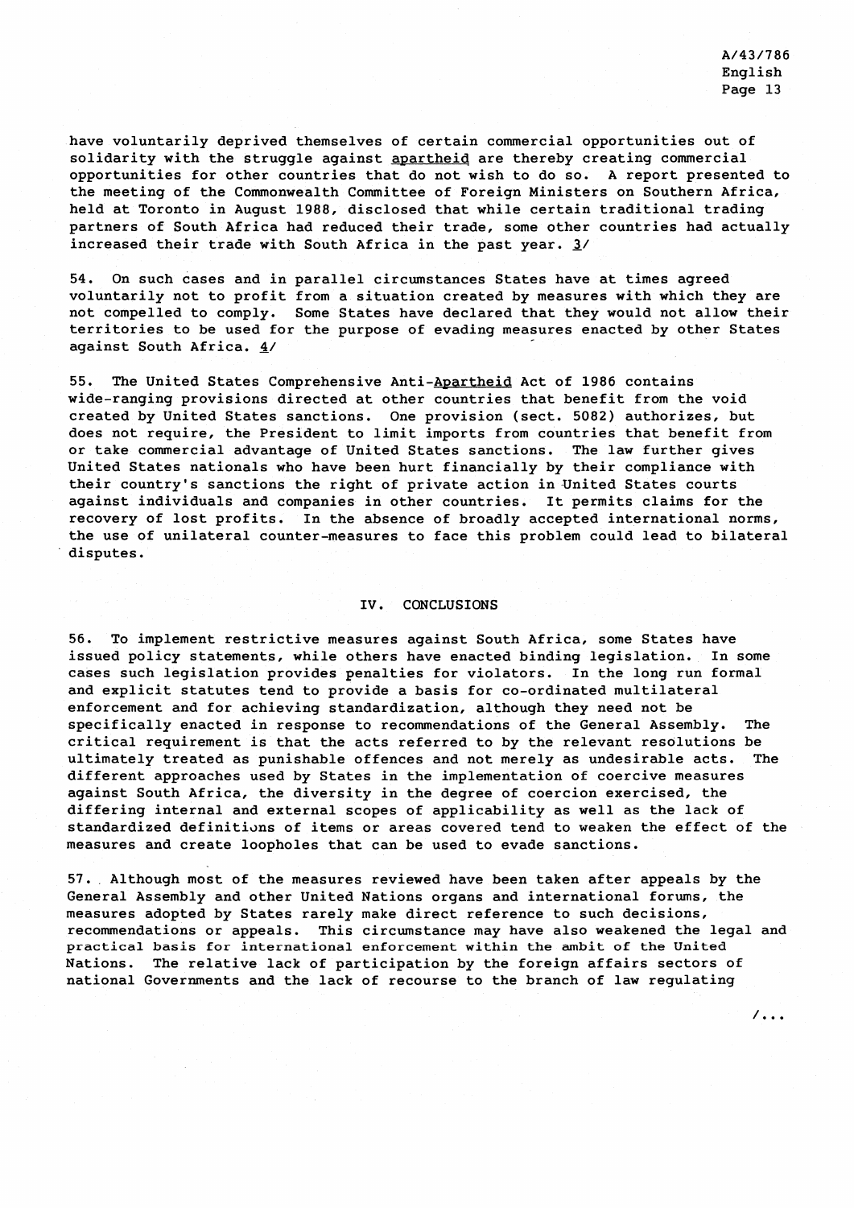have voluntarily deprived themselves of certain commercial opportunities out of solidarity with the struggle against *apartheid* are thereby creating commercial opportunities for other countries that do not wish to do so. A report presented to the meeting of the Commonwealth Committee of Foreign Ministers on Southern Africa, held at Toronto in August 1988, disclosed that while certain traditional trading partners of South Africa had reduced their trade, some other countries had actually increased their trade with South Africa in the past year. 3/

54. On such cases and in parallel circumstances States have at times agreed voluntarily not to profit from a situation created by measures with which they are not compelled to comply. Some States have declared that they would not allow their territories to be used for the purpose of evading measures enacted by other States against South Africa. 4/

55. The United States Comprehensive Anti-*Apartheid* Act of 1986 contains wide-ranging provisions directed at other countries that benefit from the void created by United States sanctions. One provision (sect. 5082) authorizes, but does not require, the President to limit imports from countries that benefit from or take commercial advantage of United States sanctions. The law further gives United States nationals who have been hurt financially by their compliance with their country's sanctions the right of private action in United States courts against individuals and companies in other countries. It permits claims for the recovery of lost profits. In the absence of broadly accepted international norms, the use of unilateral counter-measures to face this problem could lead to bilateral disputes.

## IV. CONCLUSIONS

56. To implement restrictive measures against South Africa, some States have issued policy statements, while others have enacted binding legislation. In some cases such legislation provides penalties for violators. In the long run formal and explicit statutes tend to provide a basis for co-ordinated multilateral enforcement and for achieving standardization, although they need not be specifically enacted in response to recommendations of the General Assembly. The critical requirement is that the acts referred to by the relevant resolutions be ultimately treated as punishable offences and not merely as undesirable acts. The different approaches used by States in the implementation of coercive measures against South Africa, the diversity in the degree of coercion exercised, the differing internal and external scopes of applicability as well as the lack of standardized definitions of items or areas covered tend to weaken the effect of the measures and create loopholes that can be used to evade sanctions.

57. Although most of the measures reviewed have been taken after appeals by the General Assembly and other United Nations organs and international forums, the measures adopted by States rarely make direct reference to such decisions, recommendations or appeals. This circumstance may have also weakened the legal and practical basis for international enforcement within the ambit of the United Nations. The relative lack of participation by the foreign affairs sectors of national Governments and the lack of recourse to the branch of law regulating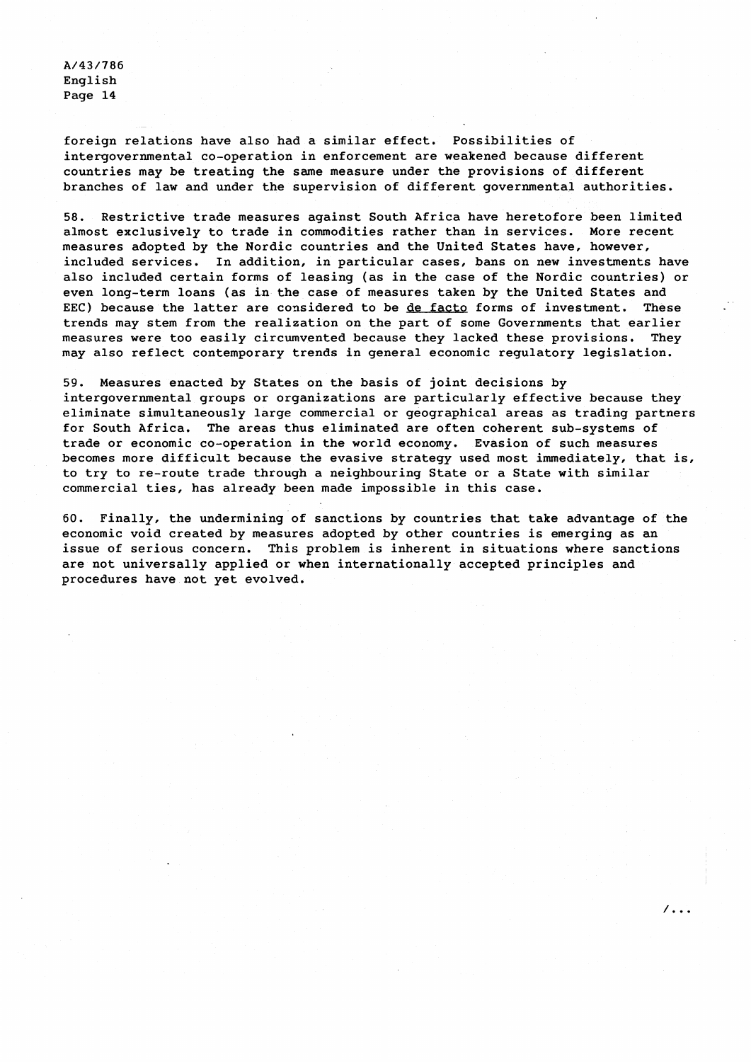foreign relations have also had a similar effect. Possibilities of intergovernmental co-operation in enforcement are weakened because different countries may be treating the same measure under the provisions of different branches of law and under the supervision of different governmental authorities.

58. Restrictive trade measures against South Africa have heretofore been limited almost exclusively to trade in commodities rather than in services. More recent measures adopted by the Nordic countries and the United States have, however, included services. In addition, in particular cases, bans on new investments have also included certain forms of leasing (as in the case of the Nordic countries) or even long-term loans (as in the case of measures taken by the United States and EEC) because the latter are considered to be de facto forms of investment. These trends may stem from the realization on the part of some Governments that earlier measures were too easily circumvented because they lacked these provisions. They may also reflect contemporary trends in general economic regulatory legislation.

59. Measures enacted by States on the basis of joint decisions by intergovernmental groups or organizations are particularly effective because they eliminate simultaneously large commercial or geographical areas as trading partners for South Africa. The areas thus eliminated are often coherent sub-systems of trade or economic co-operation in the world economy. Evasion of such measures becomes more difficult because the evasive strategy used most immediately, that is, to try to re-route trade through a neighbouring State or a State with similar commercial ties, has already been made impossible in this case.

60. Finally, the undermining of sanctions by countries that take advantage of the economic void created by measures adopted by other countries is emerging as an issue of serious concern. This problem is inherent in situations where sanctions are not universally applied or when internationally accepted principles and procedures have not yet evolved.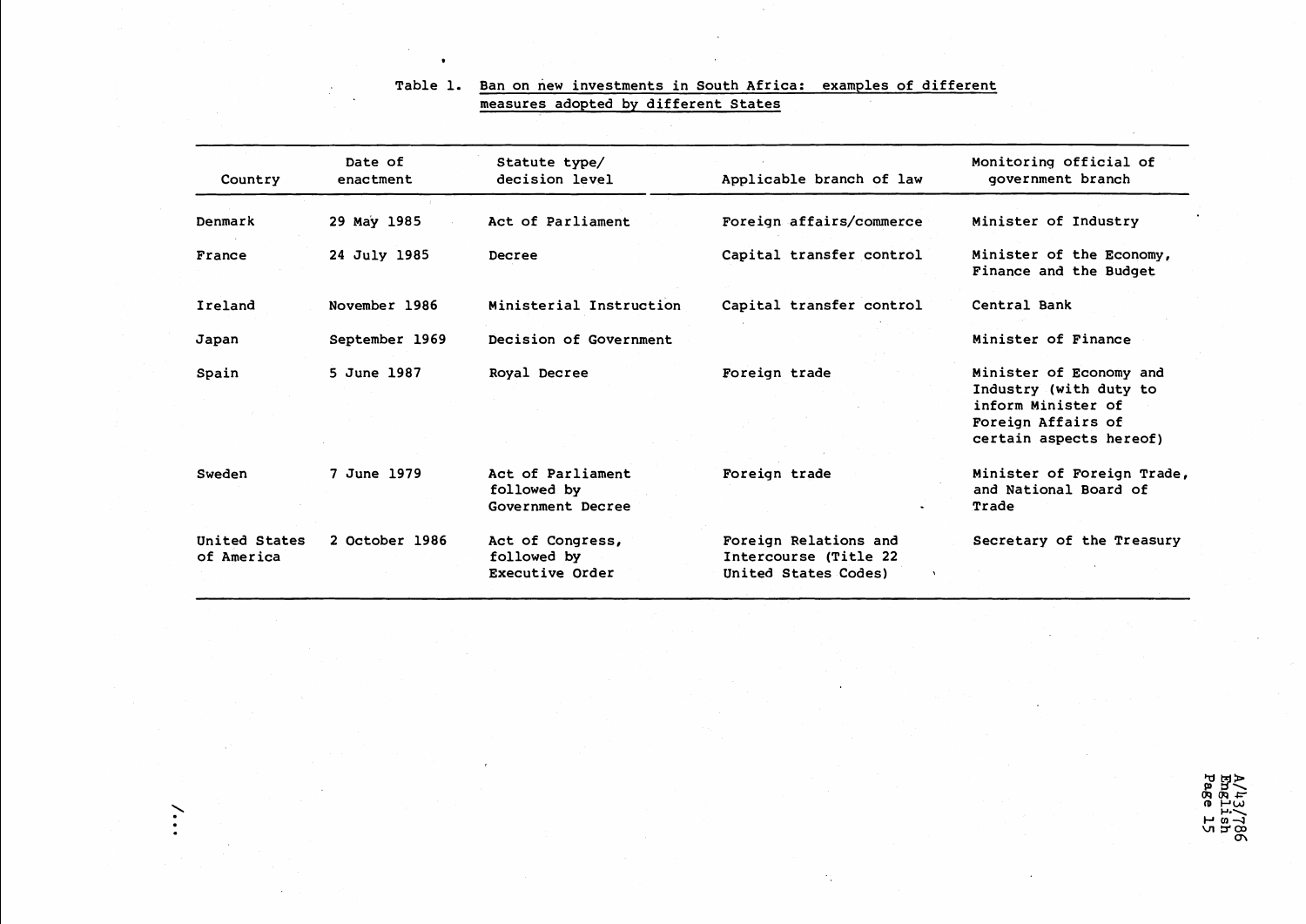Table 1. Ban on new investments in South Africa: examples of different measures adopted by different States

| Country | Date of enactment | Statute type/ decision level | Applicable branch of law | Monitoring official of government branch |
|---|---|---|---|---|
| Denmark | 29 May 1985 | Act of Parliament | Foreign affairs/commerce | Minister of Industry |
| France | 24 July 1985 | Decree | Capital transfer control | Minister of the Economy, Finance and the Budget |
| Ireland | November 1986 | Ministerial Instruction | Capital transfer control | Central Bank |
| Japan | September 1969 | Decision of Government | | Minister of Finance |
| Spain | 5 June 1987 | Royal Decree | Foreign trade | Minister of Economy and Industry (with duty to inform Minister of Foreign Affairs of certain aspects hereof) |
| Sweden | 7 June 1979 | Act of Parliament followed by Government Decree | Foreign trade | Minister of Foreign Trade, and National Board of Trade |
| United States of America | 2 October 1986 | Act of Congress, followed by Executive Order | Foreign Relations and Intercourse (Title 22 United States Codes) | Secretary of the Treasury |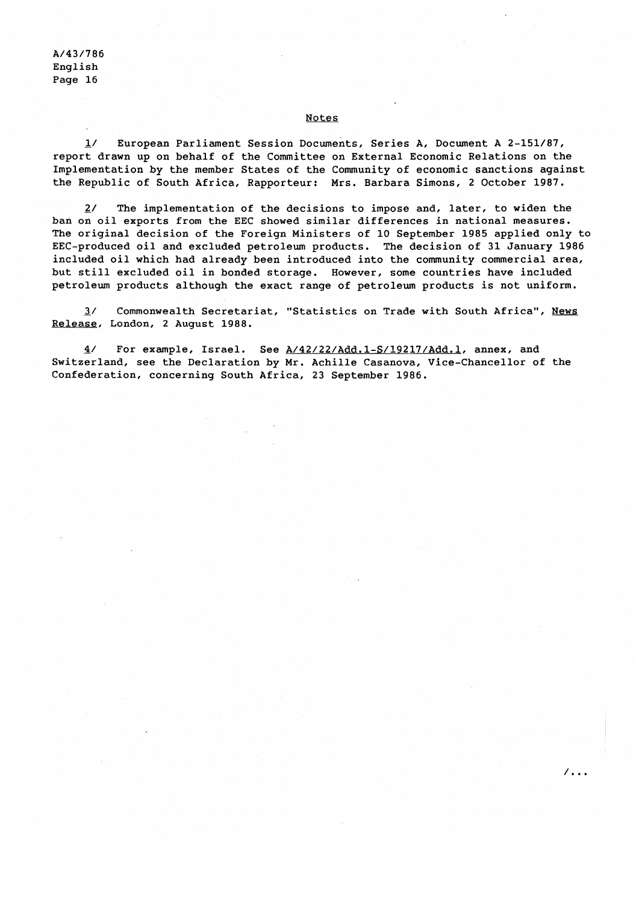## Notes

1/ European Parliament Session Documents, Series A, Document A 2-151/87, report drawn up on behalf of the Committee on External Economic Relations on the Implementation by the member States of the Community of economic sanctions against the Republic of South Africa, Rapporteur: Mrs. Barbara Simons, 2 October 1987.

2/ The implementation of the decisions to impose and, later, to widen the ban on oil exports from the EEC showed similar differences in national measures. The original decision of the Foreign Ministers of 10 September 1985 applied only to EEC-produced oil and excluded petroleum products. The decision of 31 January 1986 included oil which had already been introduced into the community commercial area, but still excluded oil in bonded storage. However, some countries have included petroleum products although the exact range of petroleum products is not uniform.

3/ Commonwealth Secretariat, "Statistics on Trade with South Africa", News Release, London, 2 August 1988.

4/ For example, Israel. See A/42/22/Add.1-S/19217/Add.1, annex, and Switzerland, see the Declaration by Mr. Achille Casanova, Vice-Chancellor of the Confederation, concerning South Africa, 23 September 1986.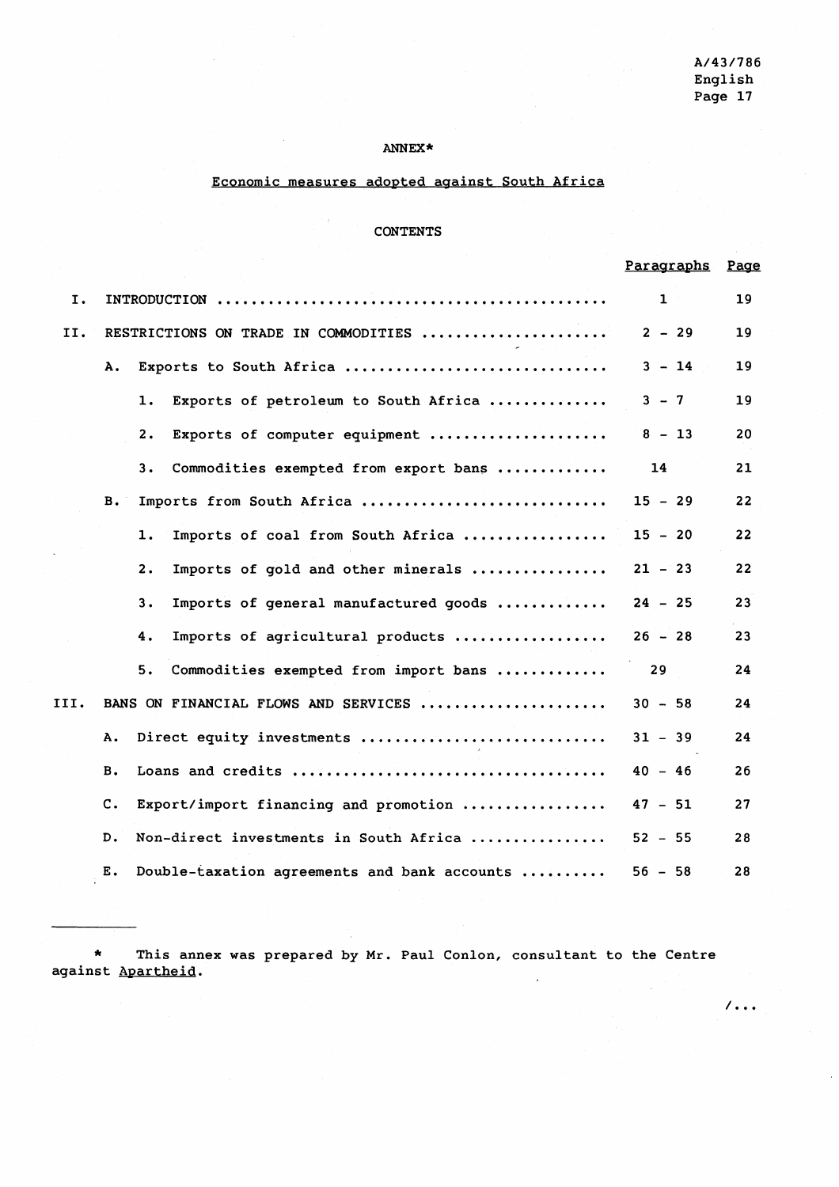# ANNEX*

## Economic measures adopted against South Africa

### CONTENTS

| | | Paragraphs | Page |
|---|---|---|---|
| I. | INTRODUCTION | 1 | 19 |
| II. | RESTRICTIONS ON TRADE IN COMMODITIES | 2 - 29 | 19 |
| | A. Exports to South Africa | 3 - 14 | 19 |
| | 1. Exports of petroleum to South Africa | 3 - 7 | 19 |
| | 2. Exports of computer equipment | 8 - 13 | 20 |
| | 3. Commodities exempted from export bans | 14 | 21 |
| | B. Imports from South Africa | 15 - 29 | 22 |
| | 1. Imports of coal from South Africa | 15 - 20 | 22 |
| | 2. Imports of gold and other minerals | 21 - 23 | 22 |
| | 3. Imports of general manufactured goods | 24 - 25 | 23 |
| | 4. Imports of agricultural products | 26 - 28 | 23 |
| | 5. Commodities exempted from import bans | 29 | 24 |
| III. | BANS ON FINANCIAL FLOWS AND SERVICES | 30 - 58 | 24 |
| | A. Direct equity investments | 31 - 39 | 24 |
| | B. Loans and credits | 40 - 46 | 26 |
| | C. Export/import financing and promotion | 47 - 51 | 27 |
| | D. Non-direct investments in South Africa | 52 - 55 | 28 |
| | E. Double-taxation agreements and bank accounts | 56 - 58 | 28 |

---

* This annex was prepared by Mr. Paul Conlon, consultant to the Centre against Apartheid.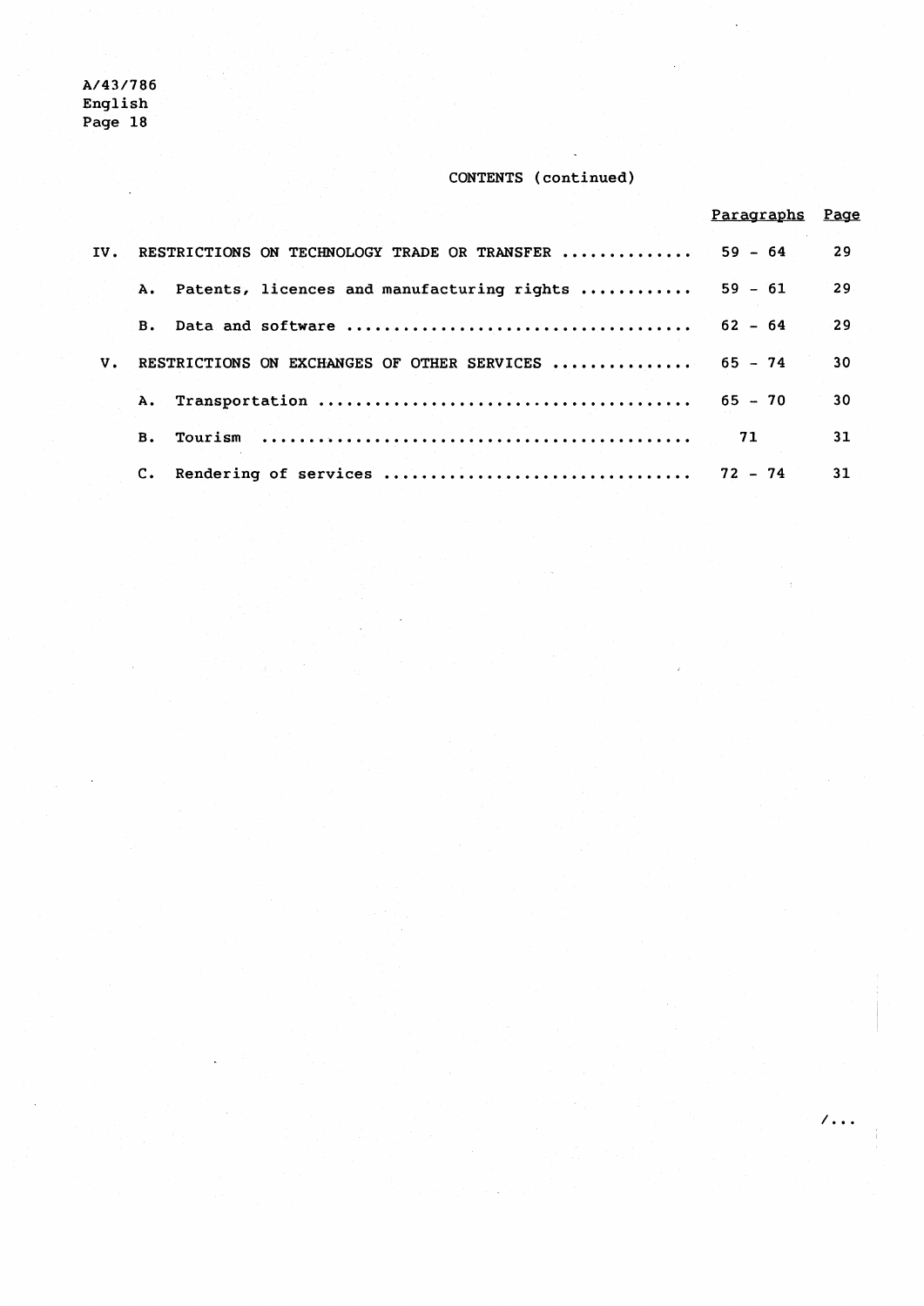CONTENTS (continued)

| | | Paragraphs | Page |
|---|---|---|---|
| IV. | RESTRICTIONS ON TECHNOLOGY TRADE OR TRANSFER | 59 - 64 | 29 |
| | A. Patents, licences and manufacturing rights | 59 - 61 | 29 |
| | B. Data and software | 62 - 64 | 29 |
| V. | RESTRICTIONS ON EXCHANGES OF OTHER SERVICES | 65 - 74 | 30 |
| | A. Transportation | 65 - 70 | 30 |
| | B. Tourism | 71 | 31 |
| | C. Rendering of services | 72 - 74 | 31 |

/...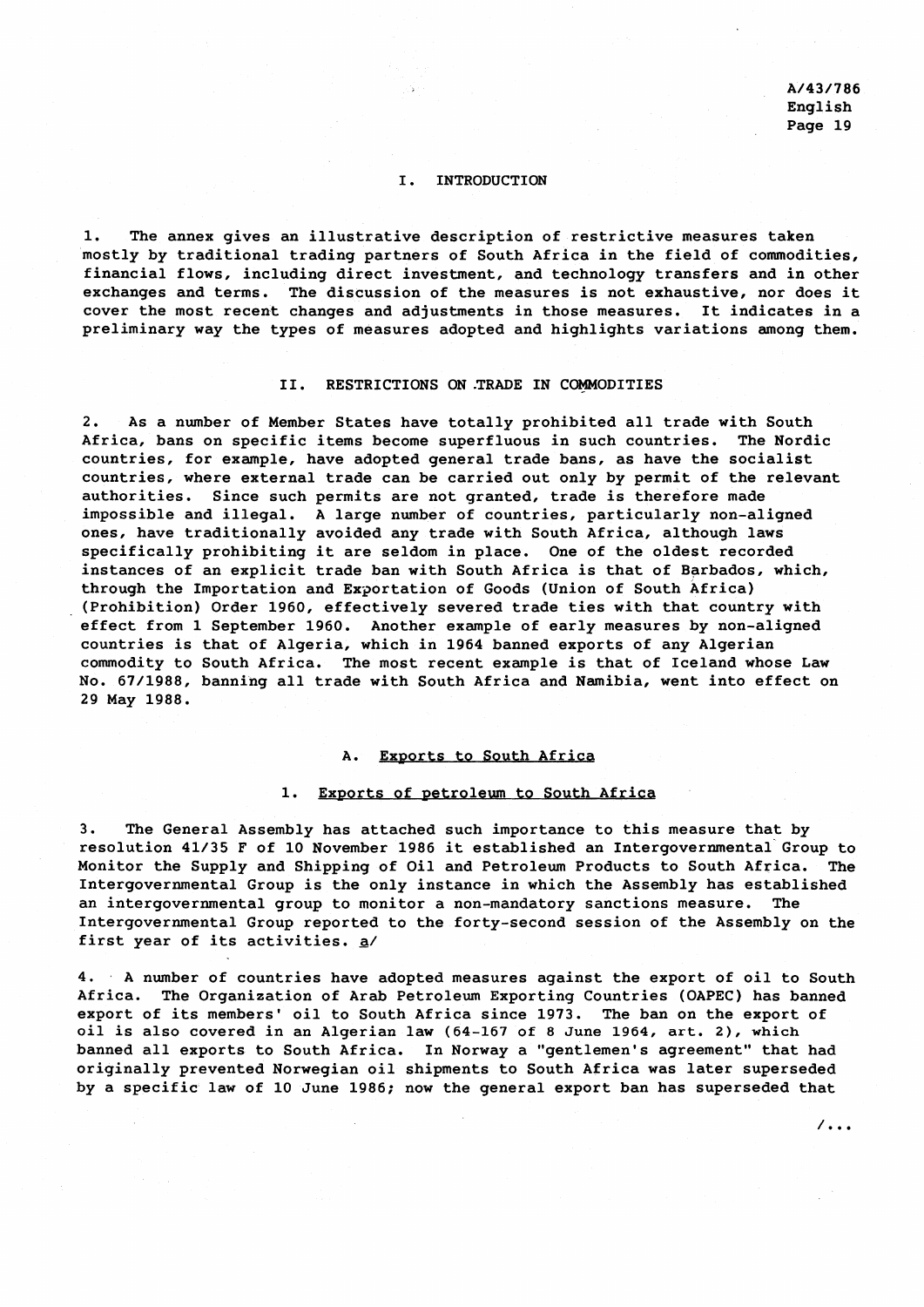## I. INTRODUCTION

1. The annex gives an illustrative description of restrictive measures taken mostly by traditional trading partners of South Africa in the field of commodities, financial flows, including direct investment, and technology transfers and in other exchanges and terms. The discussion of the measures is not exhaustive, nor does it cover the most recent changes and adjustments in those measures. It indicates in a preliminary way the types of measures adopted and highlights variations among them.

## II. RESTRICTIONS ON TRADE IN COMMODITIES

2. As a number of Member States have totally prohibited all trade with South Africa, bans on specific items become superfluous in such countries. The Nordic countries, for example, have adopted general trade bans, as have the socialist countries, where external trade can be carried out only by permit of the relevant authorities. Since such permits are not granted, trade is therefore made impossible and illegal. A large number of countries, particularly non-aligned ones, have traditionally avoided any trade with South Africa, although laws specifically prohibiting it are seldom in place. One of the oldest recorded instances of an explicit trade ban with South Africa is that of Barbados, which, through the Importation and Exportation of Goods (Union of South Africa) (Prohibition) Order 1960, effectively severed trade ties with that country with effect from 1 September 1960. Another example of early measures by non-aligned countries is that of Algeria, which in 1964 banned exports of any Algerian commodity to South Africa. The most recent example is that of Iceland whose Law No. 67/1988, banning all trade with South Africa and Namibia, went into effect on 29 May 1988.

### A. Exports to South Africa

#### 1. Exports of petroleum to South Africa

3. The General Assembly has attached such importance to this measure that by resolution 41/35 F of 10 November 1986 it established an Intergovernmental Group to Monitor the Supply and Shipping of Oil and Petroleum Products to South Africa. The Intergovernmental Group is the only instance in which the Assembly has established an intergovernmental group to monitor a non-mandatory sanctions measure. The Intergovernmental Group reported to the forty-second session of the Assembly on the first year of its activities. a/

4. A number of countries have adopted measures against the export of oil to South Africa. The Organization of Arab Petroleum Exporting Countries (OAPEC) has banned export of its members' oil to South Africa since 1973. The ban on the export of oil is also covered in an Algerian law (64-167 of 8 June 1964, art. 2), which banned all exports to South Africa. In Norway a "gentlemen's agreement" that had originally prevented Norwegian oil shipments to South Africa was later superseded by a specific law of 10 June 1986; now the general export ban has superseded that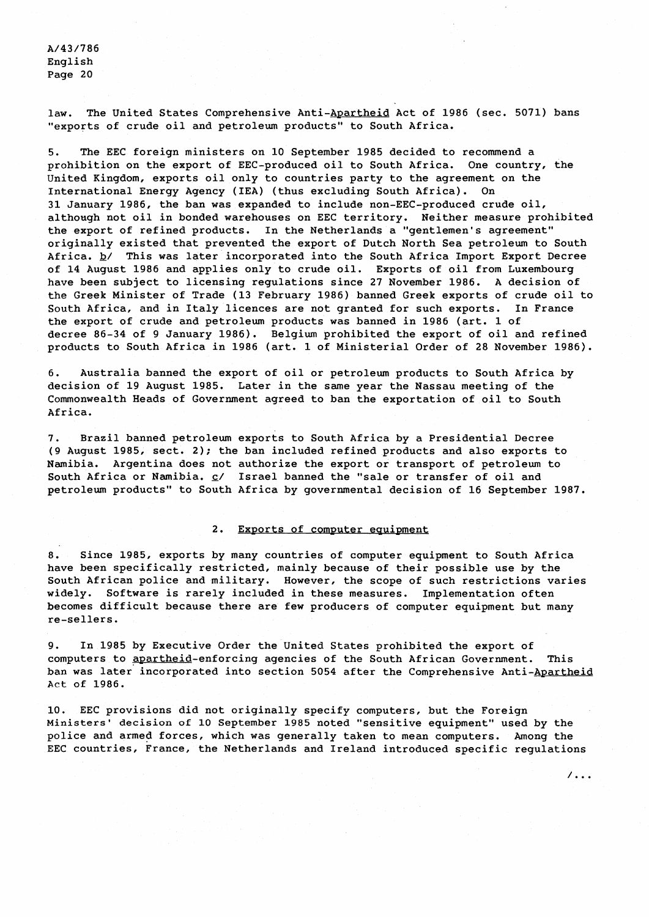law. The United States Comprehensive Anti-Apartheid Act of 1986 (sec. 5071) bans "exports of crude oil and petroleum products" to South Africa.

5. The EEC foreign ministers on 10 September 1985 decided to recommend a prohibition on the export of EEC-produced oil to South Africa. One country, the United Kingdom, exports oil only to countries party to the agreement on the International Energy Agency (IEA) (thus excluding South Africa). On 31 January 1986, the ban was expanded to include non-EEC-produced crude oil, although not oil in bonded warehouses on EEC territory. Neither measure prohibited the export of refined products. In the Netherlands a "gentlemen's agreement" originally existed that prevented the export of Dutch North Sea petroleum to South Africa. b/ This was later incorporated into the South Africa Import Export Decree of 14 August 1986 and applies only to crude oil. Exports of oil from Luxembourg have been subject to licensing regulations since 27 November 1986. A decision of the Greek Minister of Trade (13 February 1986) banned Greek exports of crude oil to South Africa, and in Italy licences are not granted for such exports. In France the export of crude and petroleum products was banned in 1986 (art. 1 of decree 86-34 of 9 January 1986). Belgium prohibited the export of oil and refined products to South Africa in 1986 (art. 1 of Ministerial Order of 28 November 1986).

6. Australia banned the export of oil or petroleum products to South Africa by decision of 19 August 1985. Later in the same year the Nassau meeting of the Commonwealth Heads of Government agreed to ban the exportation of oil to South Africa.

7. Brazil banned petroleum exports to South Africa by a Presidential Decree (9 August 1985, sect. 2); the ban included refined products and also exports to Namibia. Argentina does not authorize the export or transport of petroleum to South Africa or Namibia. c/ Israel banned the "sale or transfer of oil and petroleum products" to South Africa by governmental decision of 16 September 1987.

### 2. Exports of computer equipment

8. Since 1985, exports by many countries of computer equipment to South Africa have been specifically restricted, mainly because of their possible use by the South African police and military. However, the scope of such restrictions varies widely. Software is rarely included in these measures. Implementation often becomes difficult because there are few producers of computer equipment but many re-sellers.

9. In 1985 by Executive Order the United States prohibited the export of computers to apartheid-enforcing agencies of the South African Government. This ban was later incorporated into section 5054 after the Comprehensive Anti-Apartheid Act of 1986.

10. EEC provisions did not originally specify computers, but the Foreign Ministers' decision of 10 September 1985 noted "sensitive equipment" used by the police and armed forces, which was generally taken to mean computers. Among the EEC countries, France, the Netherlands and Ireland introduced specific regulations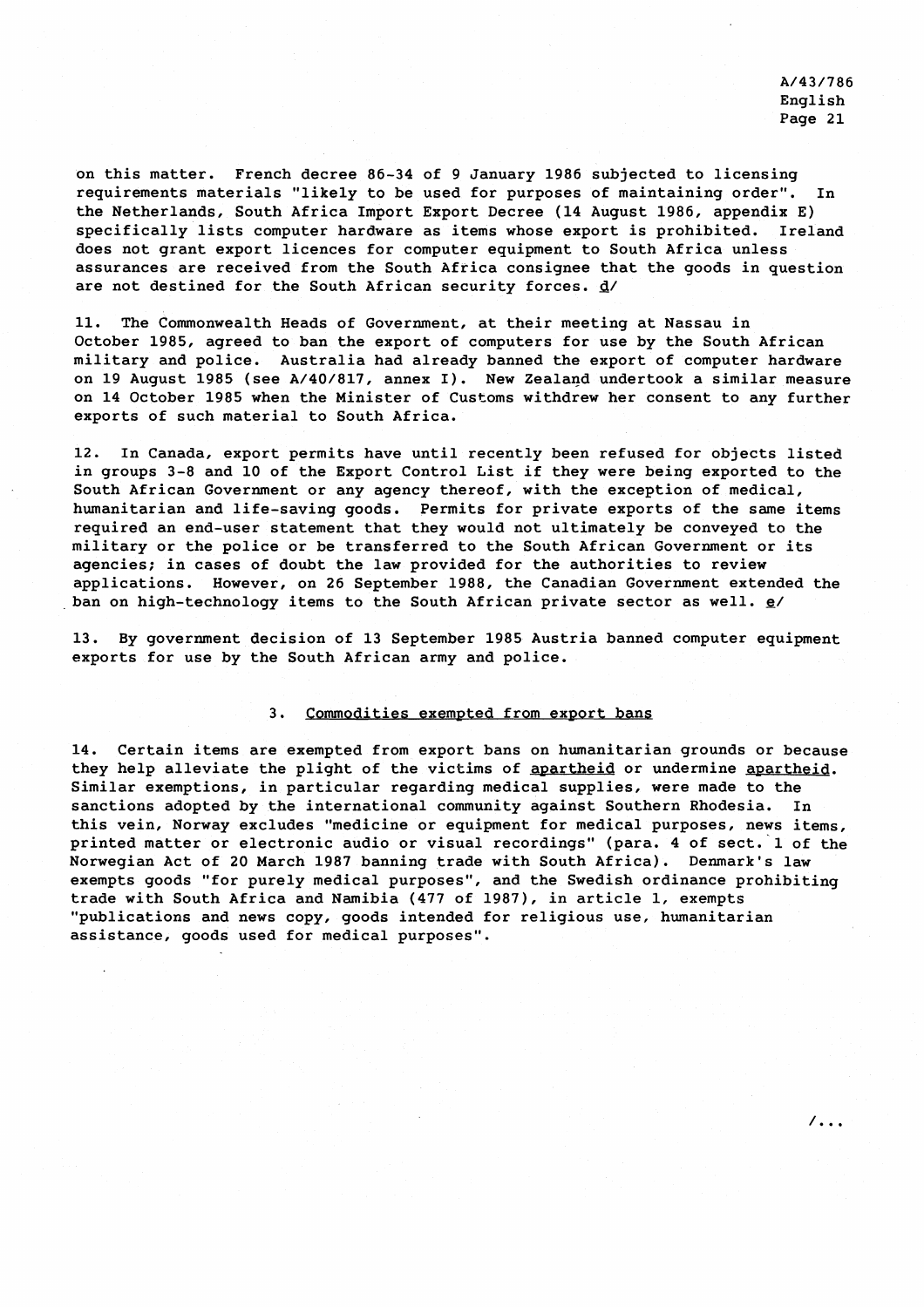on this matter. French decree 86-34 of 9 January 1986 subjected to licensing requirements materials "likely to be used for purposes of maintaining order". In the Netherlands, South Africa Import Export Decree (14 August 1986, appendix E) specifically lists computer hardware as items whose export is prohibited. Ireland does not grant export licences for computer equipment to South Africa unless assurances are received from the South Africa consignee that the goods in question are not destined for the South African security forces. _d_/

11. The Commonwealth Heads of Government, at their meeting at Nassau in October 1985, agreed to ban the export of computers for use by the South African military and police. Australia had already banned the export of computer hardware on 19 August 1985 (see A/40/817, annex I). New Zealand undertook a similar measure on 14 October 1985 when the Minister of Customs withdrew her consent to any further exports of such material to South Africa.

12. In Canada, export permits have until recently been refused for objects listed in groups 3-8 and 10 of the Export Control List if they were being exported to the South African Government or any agency thereof, with the exception of medical, humanitarian and life-saving goods. Permits for private exports of the same items required an end-user statement that they would not ultimately be conveyed to the military or the police or be transferred to the South African Government or its agencies; in cases of doubt the law provided for the authorities to review applications. However, on 26 September 1988, the Canadian Government extended the ban on high-technology items to the South African private sector as well. _e_/

13. By government decision of 13 September 1985 Austria banned computer equipment exports for use by the South African army and police.

### 3. Commodities exempted from export bans

14. Certain items are exempted from export bans on humanitarian grounds or because they help alleviate the plight of the victims of _apartheid_ or undermine _apartheid_. Similar exemptions, in particular regarding medical supplies, were made to the sanctions adopted by the international community against Southern Rhodesia. In this vein, Norway excludes "medicine or equipment for medical purposes, news items, printed matter or electronic audio or visual recordings" (para. 4 of sect. 1 of the Norwegian Act of 20 March 1987 banning trade with South Africa). Denmark's law exempts goods "for purely medical purposes", and the Swedish ordinance prohibiting trade with South Africa and Namibia (477 of 1987), in article 1, exempts "publications and news copy, goods intended for religious use, humanitarian assistance, goods used for medical purposes".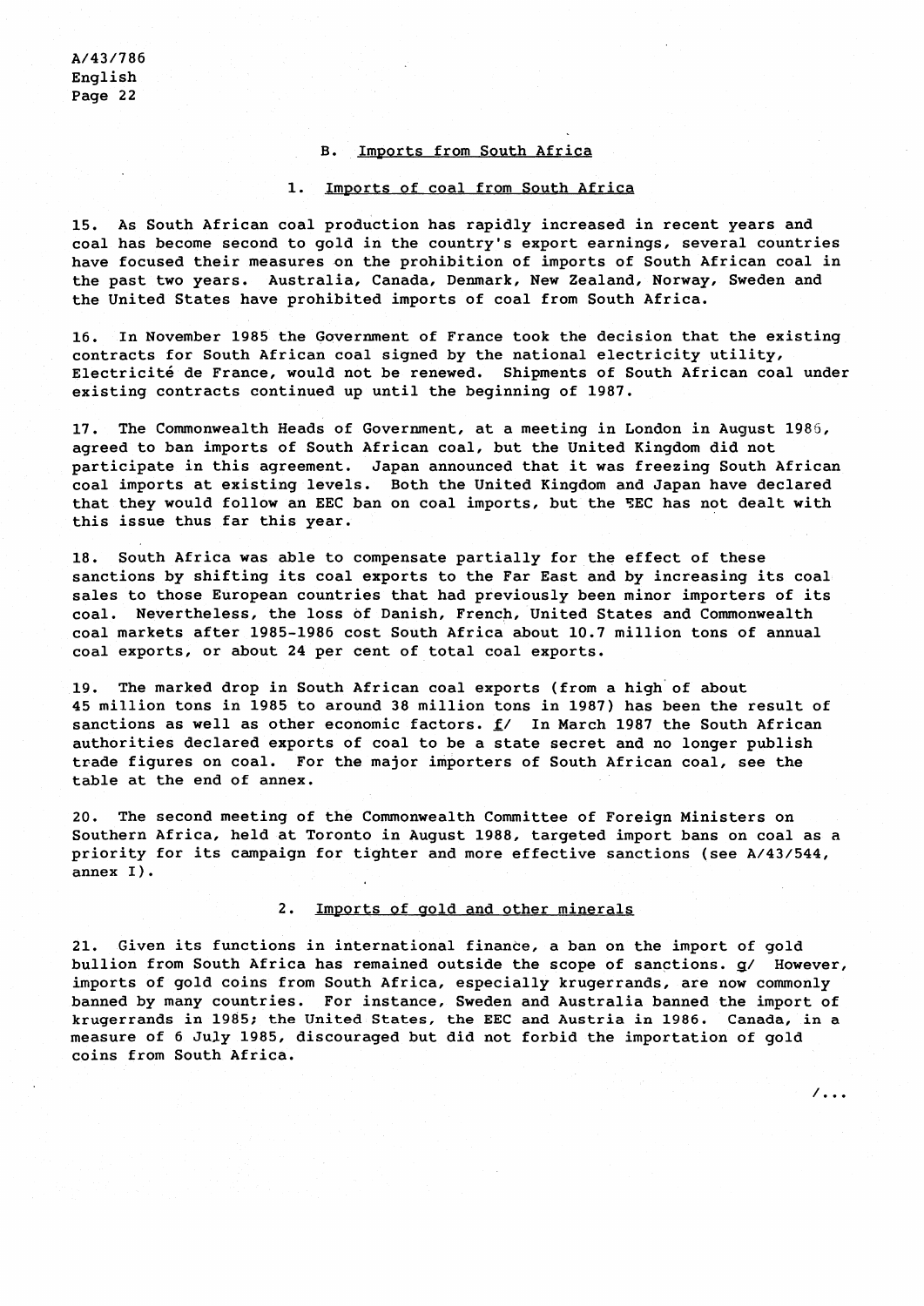## B. Imports from South Africa

### 1. Imports of coal from South Africa

15. As South African coal production has rapidly increased in recent years and coal has become second to gold in the country's export earnings, several countries have focused their measures on the prohibition of imports of South African coal in the past two years. Australia, Canada, Denmark, New Zealand, Norway, Sweden and the United States have prohibited imports of coal from South Africa.

16. In November 1985 the Government of France took the decision that the existing contracts for South African coal signed by the national electricity utility, Electricité de France, would not be renewed. Shipments of South African coal under existing contracts continued up until the beginning of 1987.

17. The Commonwealth Heads of Government, at a meeting in London in August 1986, agreed to ban imports of South African coal, but the United Kingdom did not participate in this agreement. Japan announced that it was freezing South African coal imports at existing levels. Both the United Kingdom and Japan have declared that they would follow an EEC ban on coal imports, but the EEC has not dealt with this issue thus far this year.

18. South Africa was able to compensate partially for the effect of these sanctions by shifting its coal exports to the Far East and by increasing its coal sales to those European countries that had previously been minor importers of its coal. Nevertheless, the loss of Danish, French, United States and Commonwealth coal markets after 1985-1986 cost South Africa about 10.7 million tons of annual coal exports, or about 24 per cent of total coal exports.

19. The marked drop in South African coal exports (from a high of about 45 million tons in 1985 to around 38 million tons in 1987) has been the result of sanctions as well as other economic factors. f/ In March 1987 the South African authorities declared exports of coal to be a state secret and no longer publish trade figures on coal. For the major importers of South African coal, see the table at the end of annex.

20. The second meeting of the Commonwealth Committee of Foreign Ministers on Southern Africa, held at Toronto in August 1988, targeted import bans on coal as a priority for its campaign for tighter and more effective sanctions (see A/43/544, annex I).

### 2. Imports of gold and other minerals

21. Given its functions in international finance, a ban on the import of gold bullion from South Africa has remained outside the scope of sanctions. g/ However, imports of gold coins from South Africa, especially krugerrands, are now commonly banned by many countries. For instance, Sweden and Australia banned the import of krugerrands in 1985; the United States, the EEC and Austria in 1986. Canada, in a measure of 6 July 1985, discouraged but did not forbid the importation of gold coins from South Africa.

/...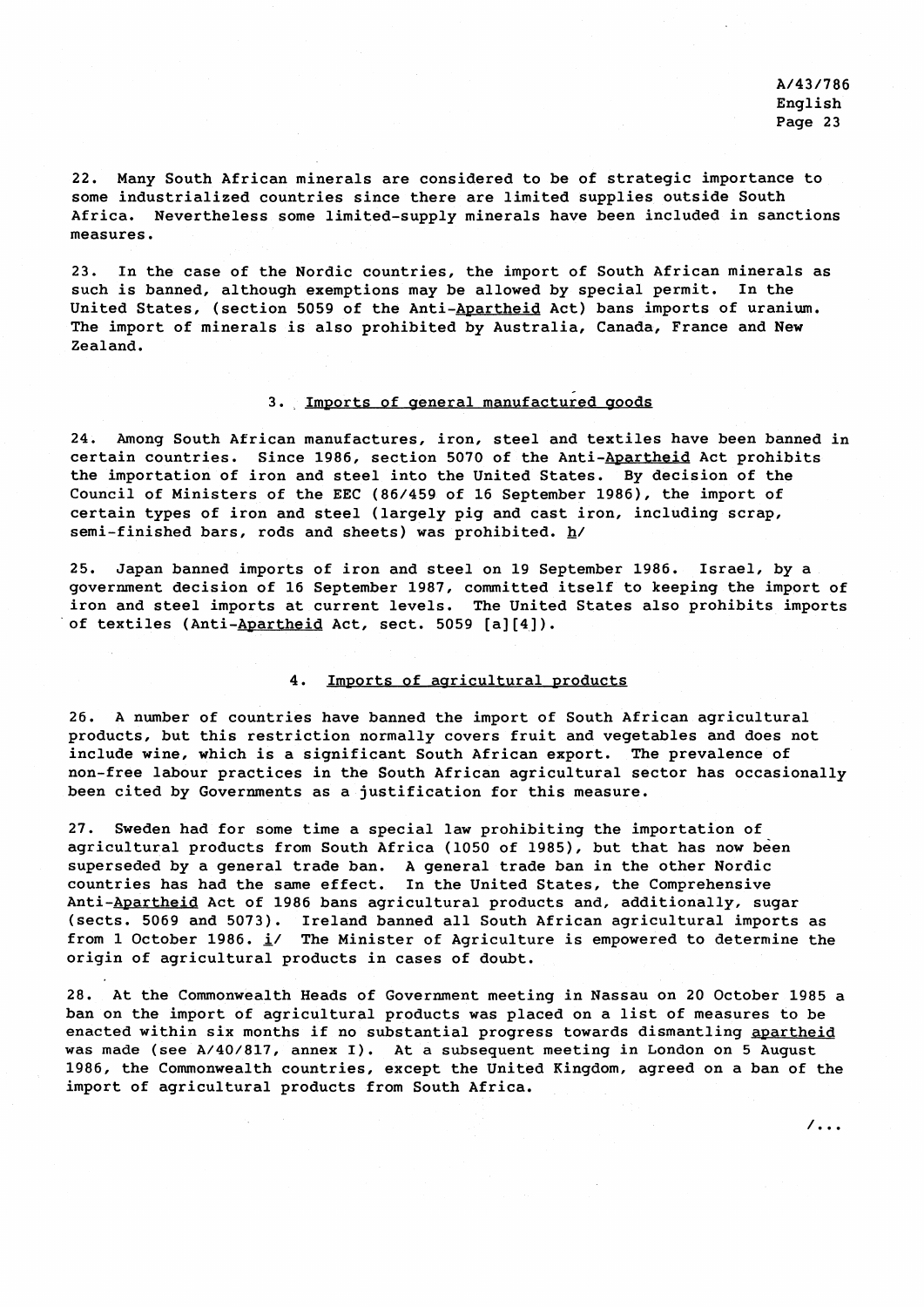22. Many South African minerals are considered to be of strategic importance to some industrialized countries since there are limited supplies outside South Africa. Nevertheless some limited-supply minerals have been included in sanctions measures.

23. In the case of the Nordic countries, the import of South African minerals as such is banned, although exemptions may be allowed by special permit. In the United States, (section 5059 of the Anti-Apartheid Act) bans imports of uranium. The import of minerals is also prohibited by Australia, Canada, France and New Zealand.

### 3. Imports of general manufactured goods

24. Among South African manufactures, iron, steel and textiles have been banned in certain countries. Since 1986, section 5070 of the Anti-Apartheid Act prohibits the importation of iron and steel into the United States. By decision of the Council of Ministers of the EEC (86/459 of 16 September 1986), the import of certain types of iron and steel (largely pig and cast iron, including scrap, semi-finished bars, rods and sheets) was prohibited. h/

25. Japan banned imports of iron and steel on 19 September 1986. Israel, by a government decision of 16 September 1987, committed itself to keeping the import of iron and steel imports at current levels. The United States also prohibits imports of textiles (Anti-Apartheid Act, sect. 5059 [a][4]).

### 4. Imports of agricultural products

26. A number of countries have banned the import of South African agricultural products, but this restriction normally covers fruit and vegetables and does not include wine, which is a significant South African export. The prevalence of non-free labour practices in the South African agricultural sector has occasionally been cited by Governments as a justification for this measure.

27. Sweden had for some time a special law prohibiting the importation of agricultural products from South Africa (1050 of 1985), but that has now been superseded by a general trade ban. A general trade ban in the other Nordic countries has had the same effect. In the United States, the Comprehensive Anti-Apartheid Act of 1986 bans agricultural products and, additionally, sugar (sects. 5069 and 5073). Ireland banned all South African agricultural imports as from 1 October 1986. i/ The Minister of Agriculture is empowered to determine the origin of agricultural products in cases of doubt.

28. At the Commonwealth Heads of Government meeting in Nassau on 20 October 1985 a ban on the import of agricultural products was placed on a list of measures to be enacted within six months if no substantial progress towards dismantling apartheid was made (see A/40/817, annex I). At a subsequent meeting in London on 5 August 1986, the Commonwealth countries, except the United Kingdom, agreed on a ban of the import of agricultural products from South Africa.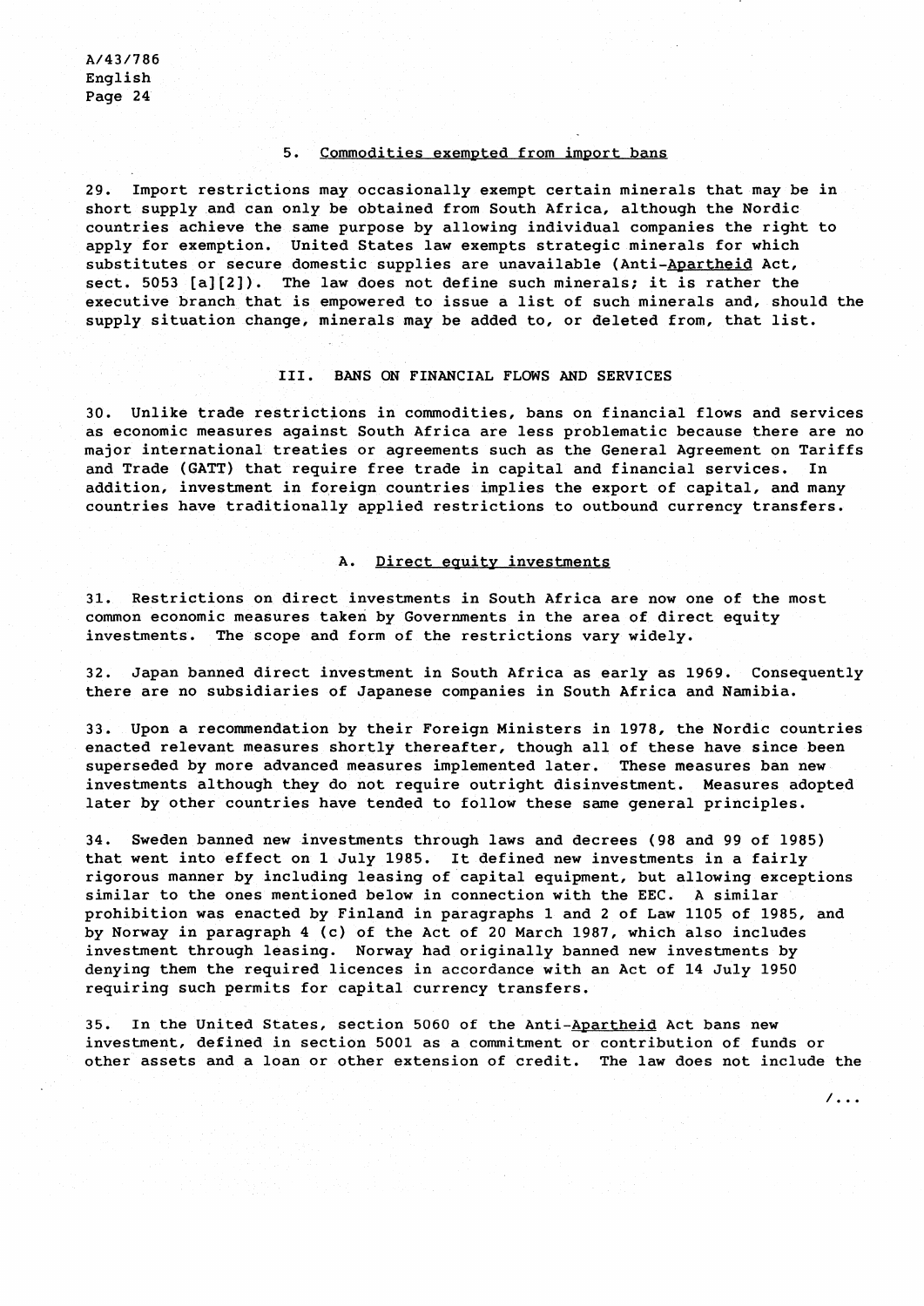### 5. Commodities exempted from import bans

29. Import restrictions may occasionally exempt certain minerals that may be in short supply and can only be obtained from South Africa, although the Nordic countries achieve the same purpose by allowing individual companies the right to apply for exemption. United States law exempts strategic minerals for which substitutes or secure domestic supplies are unavailable (Anti-Apartheid Act, sect. 5053 [a][2]). The law does not define such minerals; it is rather the executive branch that is empowered to issue a list of such minerals and, should the supply situation change, minerals may be added to, or deleted from, that list.

## III. BANS ON FINANCIAL FLOWS AND SERVICES

30. Unlike trade restrictions in commodities, bans on financial flows and services as economic measures against South Africa are less problematic because there are no major international treaties or agreements such as the General Agreement on Tariffs and Trade (GATT) that require free trade in capital and financial services. In addition, investment in foreign countries implies the export of capital, and many countries have traditionally applied restrictions to outbound currency transfers.

### A. Direct equity investments

31. Restrictions on direct investments in South Africa are now one of the most common economic measures taken by Governments in the area of direct equity investments. The scope and form of the restrictions vary widely.

32. Japan banned direct investment in South Africa as early as 1969. Consequently there are no subsidiaries of Japanese companies in South Africa and Namibia.

33. Upon a recommendation by their Foreign Ministers in 1978, the Nordic countries enacted relevant measures shortly thereafter, though all of these have since been superseded by more advanced measures implemented later. These measures ban new investments although they do not require outright disinvestment. Measures adopted later by other countries have tended to follow these same general principles.

34. Sweden banned new investments through laws and decrees (98 and 99 of 1985) that went into effect on 1 July 1985. It defined new investments in a fairly rigorous manner by including leasing of capital equipment, but allowing exceptions similar to the ones mentioned below in connection with the EEC. A similar prohibition was enacted by Finland in paragraphs 1 and 2 of Law 1105 of 1985, and by Norway in paragraph 4 (c) of the Act of 20 March 1987, which also includes investment through leasing. Norway had originally banned new investments by denying them the required licences in accordance with an Act of 14 July 1950 requiring such permits for capital currency transfers.

35. In the United States, section 5060 of the Anti-Apartheid Act bans new investment, defined in section 5001 as a commitment or contribution of funds or other assets and a loan or other extension of credit. The law does not include the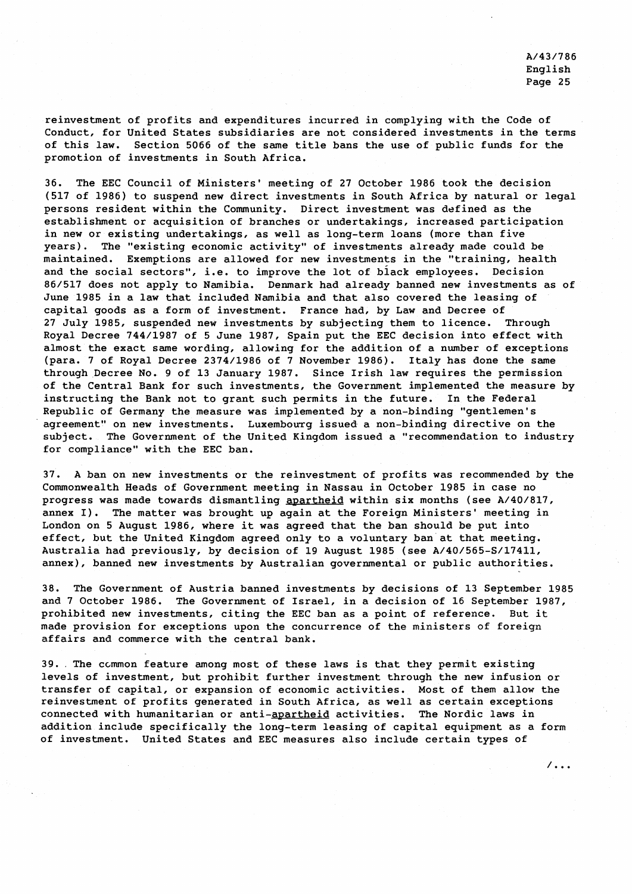reinvestment of profits and expenditures incurred in complying with the Code of Conduct, for United States subsidiaries are not considered investments in the terms of this law. Section 5066 of the same title bans the use of public funds for the promotion of investments in South Africa.

36. The EEC Council of Ministers' meeting of 27 October 1986 took the decision (517 of 1986) to suspend new direct investments in South Africa by natural or legal persons resident within the Community. Direct investment was defined as the establishment or acquisition of branches or undertakings, increased participation in new or existing undertakings, as well as long-term loans (more than five years). The "existing economic activity" of investments already made could be maintained. Exemptions are allowed for new investments in the "training, health and the social sectors", i.e. to improve the lot of black employees. Decision 86/517 does not apply to Namibia. Denmark had already banned new investments as of June 1985 in a law that included Namibia and that also covered the leasing of capital goods as a form of investment. France had, by Law and Decree of 27 July 1985, suspended new investments by subjecting them to licence. Through Royal Decree 744/1987 of 5 June 1987, Spain put the EEC decision into effect with almost the exact same wording, allowing for the addition of a number of exceptions (para. 7 of Royal Decree 2374/1986 of 7 November 1986). Italy has done the same through Decree No. 9 of 13 January 1987. Since Irish law requires the permission of the Central Bank for such investments, the Government implemented the measure by instructing the Bank not to grant such permits in the future. In the Federal Republic of Germany the measure was implemented by a non-binding "gentlemen's agreement" on new investments. Luxembourg issued a non-binding directive on the subject. The Government of the United Kingdom issued a "recommendation to industry for compliance" with the EEC ban.

37. A ban on new investments or the reinvestment of profits was recommended by the Commonwealth Heads of Government meeting in Nassau in October 1985 in case no progress was made towards dismantling _apartheid_ within six months (see A/40/817, annex I). The matter was brought up again at the Foreign Ministers' meeting in London on 5 August 1986, where it was agreed that the ban should be put into effect, but the United Kingdom agreed only to a voluntary ban at that meeting. Australia had previously, by decision of 19 August 1985 (see A/40/565-S/17411, annex), banned new investments by Australian governmental or public authorities.

38. The Government of Austria banned investments by decisions of 13 September 1985 and 7 October 1986. The Government of Israel, in a decision of 16 September 1987, prohibited new investments, citing the EEC ban as a point of reference. But it made provision for exceptions upon the concurrence of the ministers of foreign affairs and commerce with the central bank.

39. The common feature among most of these laws is that they permit existing levels of investment, but prohibit further investment through the new infusion or transfer of capital, or expansion of economic activities. Most of them allow the reinvestment of profits generated in South Africa, as well as certain exceptions connected with humanitarian or anti-_apartheid_ activities. The Nordic laws in addition include specifically the long-term leasing of capital equipment as a form of investment. United States and EEC measures also include certain types of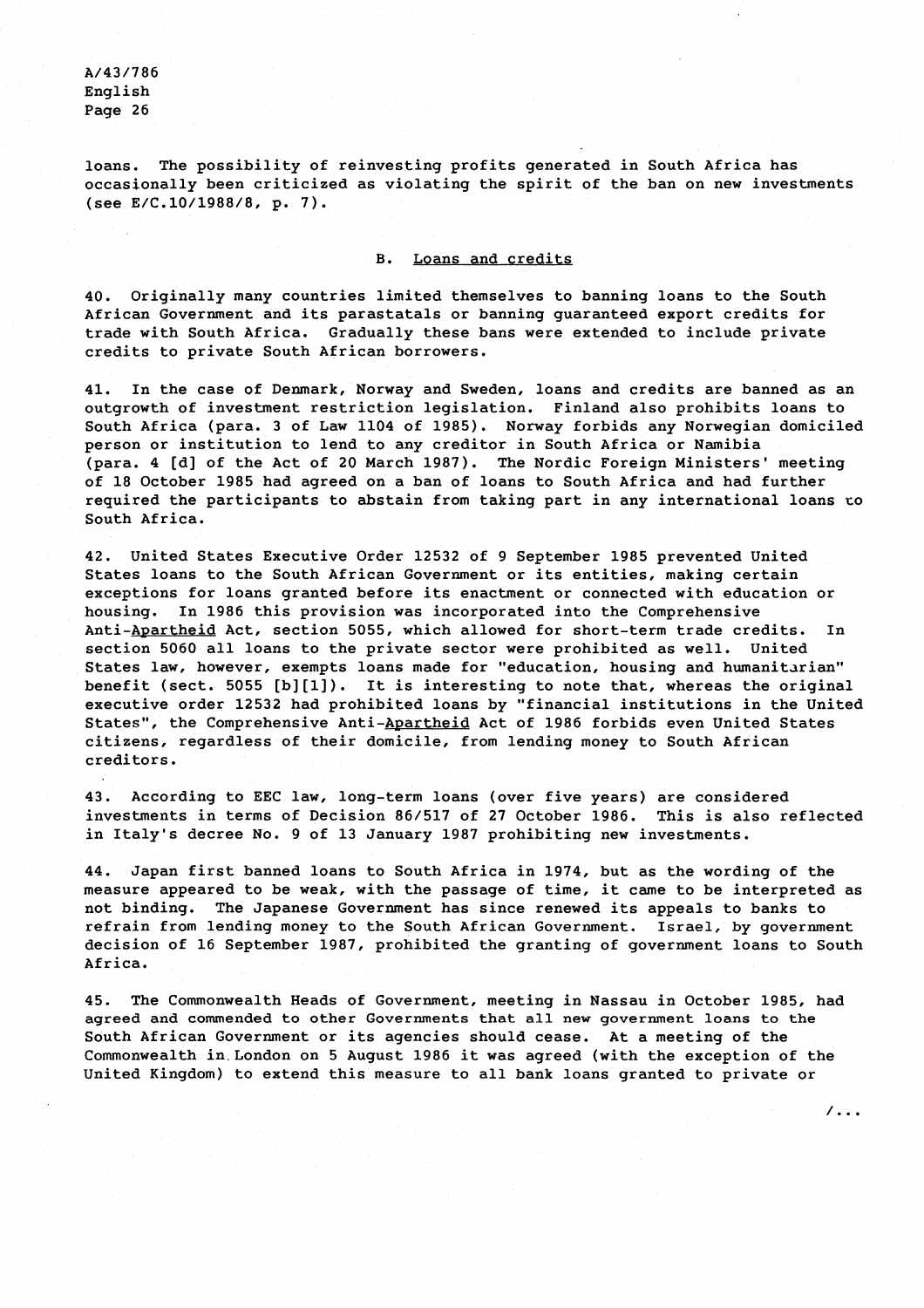loans. The possibility of reinvesting profits generated in South Africa has occasionally been criticized as violating the spirit of the ban on new investments (see E/C.10/1988/8, p. 7).

## B. Loans and credits

40. Originally many countries limited themselves to banning loans to the South African Government and its parastatals or banning guaranteed export credits for trade with South Africa. Gradually these bans were extended to include private credits to private South African borrowers.

41. In the case of Denmark, Norway and Sweden, loans and credits are banned as an outgrowth of investment restriction legislation. Finland also prohibits loans to South Africa (para. 3 of Law 1104 of 1985). Norway forbids any Norwegian domiciled person or institution to lend to any creditor in South Africa or Namibia (para. 4 [d] of the Act of 20 March 1987). The Nordic Foreign Ministers' meeting of 18 October 1985 had agreed on a ban of loans to South Africa and had further required the participants to abstain from taking part in any international loans to South Africa.

42. United States Executive Order 12532 of 9 September 1985 prevented United States loans to the South African Government or its entities, making certain exceptions for loans granted before its enactment or connected with education or housing. In 1986 this provision was incorporated into the Comprehensive Anti-*Apartheid* Act, section 5055, which allowed for short-term trade credits. In section 5060 all loans to the private sector were prohibited as well. United States law, however, exempts loans made for "education, housing and humanitarian" benefit (sect. 5055 [b][1]). It is interesting to note that, whereas the original executive order 12532 had prohibited loans by "financial institutions in the United States", the Comprehensive Anti-*Apartheid* Act of 1986 forbids even United States citizens, regardless of their domicile, from lending money to South African creditors.

43. According to EEC law, long-term loans (over five years) are considered investments in terms of Decision 86/517 of 27 October 1986. This is also reflected in Italy's decree No. 9 of 13 January 1987 prohibiting new investments.

44. Japan first banned loans to South Africa in 1974, but as the wording of the measure appeared to be weak, with the passage of time, it came to be interpreted as not binding. The Japanese Government has since renewed its appeals to banks to refrain from lending money to the South African Government. Israel, by government decision of 16 September 1987, prohibited the granting of government loans to South Africa.

45. The Commonwealth Heads of Government, meeting in Nassau in October 1985, had agreed and commended to other Governments that all new government loans to the South African Government or its agencies should cease. At a meeting of the Commonwealth in London on 5 August 1986 it was agreed (with the exception of the United Kingdom) to extend this measure to all bank loans granted to private or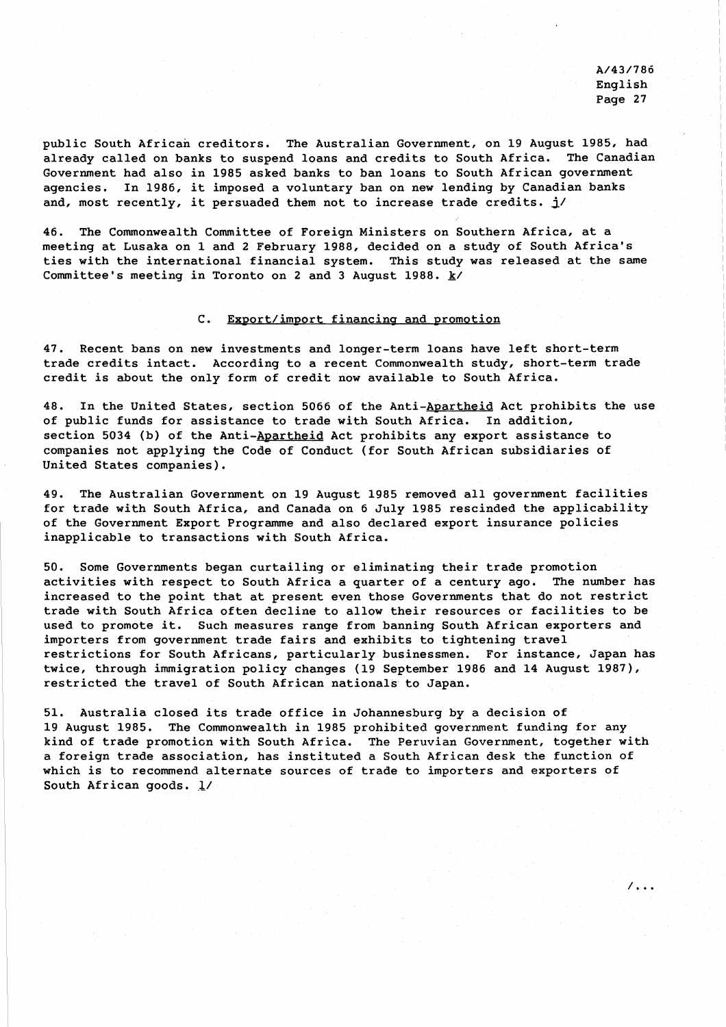public South African creditors. The Australian Government, on 19 August 1985, had already called on banks to suspend loans and credits to South Africa. The Canadian Government had also in 1985 asked banks to ban loans to South African government agencies. In 1986, it imposed a voluntary ban on new lending by Canadian banks and, most recently, it persuaded them not to increase trade credits. j/

46. The Commonwealth Committee of Foreign Ministers on Southern Africa, at a meeting at Lusaka on 1 and 2 February 1988, decided on a study of South Africa's ties with the international financial system. This study was released at the same Committee's meeting in Toronto on 2 and 3 August 1988. k/

### C. Export/import financing and promotion

47. Recent bans on new investments and longer-term loans have left short-term trade credits intact. According to a recent Commonwealth study, short-term trade credit is about the only form of credit now available to South Africa.

48. In the United States, section 5066 of the Anti-*Apartheid* Act prohibits the use of public funds for assistance to trade with South Africa. In addition, section 5034 (b) of the Anti-*Apartheid* Act prohibits any export assistance to companies not applying the Code of Conduct (for South African subsidiaries of United States companies).

49. The Australian Government on 19 August 1985 removed all government facilities for trade with South Africa, and Canada on 6 July 1985 rescinded the applicability of the Government Export Programme and also declared export insurance policies inapplicable to transactions with South Africa.

50. Some Governments began curtailing or eliminating their trade promotion activities with respect to South Africa a quarter of a century ago. The number has increased to the point that at present even those Governments that do not restrict trade with South Africa often decline to allow their resources or facilities to be used to promote it. Such measures range from banning South African exporters and importers from government trade fairs and exhibits to tightening travel restrictions for South Africans, particularly businessmen. For instance, Japan has twice, through immigration policy changes (19 September 1986 and 14 August 1987), restricted the travel of South African nationals to Japan.

51. Australia closed its trade office in Johannesburg by a decision of 19 August 1985. The Commonwealth in 1985 prohibited government funding for any kind of trade promotion with South Africa. The Peruvian Government, together with a foreign trade association, has instituted a South African desk the function of which is to recommend alternate sources of trade to importers and exporters of South African goods. l/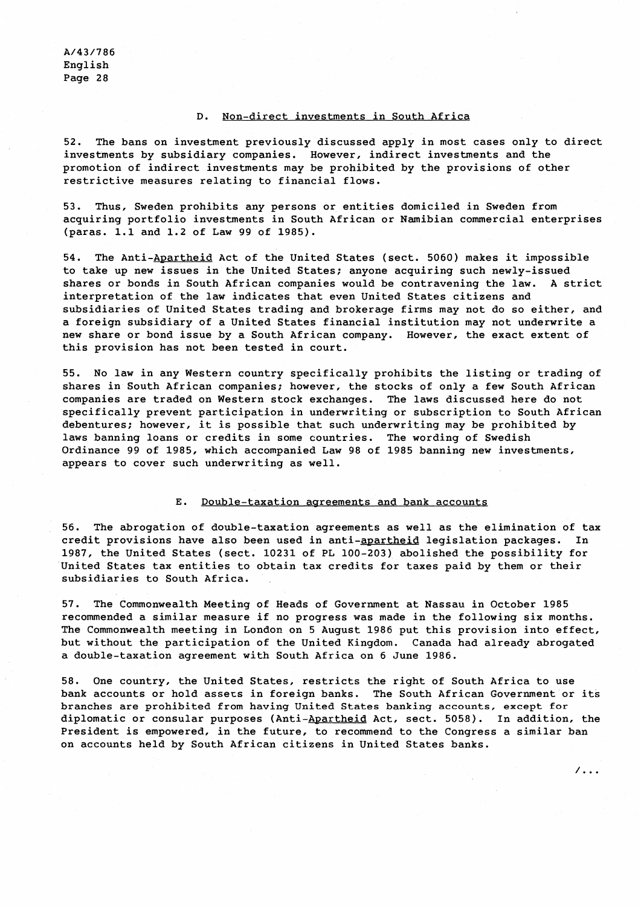### D. Non-direct investments in South Africa

52. The bans on investment previously discussed apply in most cases only to direct investments by subsidiary companies. However, indirect investments and the promotion of indirect investments may be prohibited by the provisions of other restrictive measures relating to financial flows.

53. Thus, Sweden prohibits any persons or entities domiciled in Sweden from acquiring portfolio investments in South African or Namibian commercial enterprises (paras. 1.1 and 1.2 of Law 99 of 1985).

54. The Anti-*Apartheid* Act of the United States (sect. 5060) makes it impossible to take up new issues in the United States; anyone acquiring such newly-issued shares or bonds in South African companies would be contravening the law. A strict interpretation of the law indicates that even United States citizens and subsidiaries of United States trading and brokerage firms may not do so either, and a foreign subsidiary of a United States financial institution may not underwrite a new share or bond issue by a South African company. However, the exact extent of this provision has not been tested in court.

55. No law in any Western country specifically prohibits the listing or trading of shares in South African companies; however, the stocks of only a few South African companies are traded on Western stock exchanges. The laws discussed here do not specifically prevent participation in underwriting or subscription to South African debentures; however, it is possible that such underwriting may be prohibited by laws banning loans or credits in some countries. The wording of Swedish Ordinance 99 of 1985, which accompanied Law 98 of 1985 banning new investments, appears to cover such underwriting as well.

### E. Double-taxation agreements and bank accounts

56. The abrogation of double-taxation agreements as well as the elimination of tax credit provisions have also been used in anti-*apartheid* legislation packages. In 1987, the United States (sect. 10231 of PL 100-203) abolished the possibility for United States tax entities to obtain tax credits for taxes paid by them or their subsidiaries to South Africa.

57. The Commonwealth Meeting of Heads of Government at Nassau in October 1985 recommended a similar measure if no progress was made in the following six months. The Commonwealth meeting in London on 5 August 1986 put this provision into effect, but without the participation of the United Kingdom. Canada had already abrogated a double-taxation agreement with South Africa on 6 June 1986.

58. One country, the United States, restricts the right of South Africa to use bank accounts or hold assets in foreign banks. The South African Government or its branches are prohibited from having United States banking accounts, except for diplomatic or consular purposes (Anti-*Apartheid* Act, sect. 5058). In addition, the President is empowered, in the future, to recommend to the Congress a similar ban on accounts held by South African citizens in United States banks.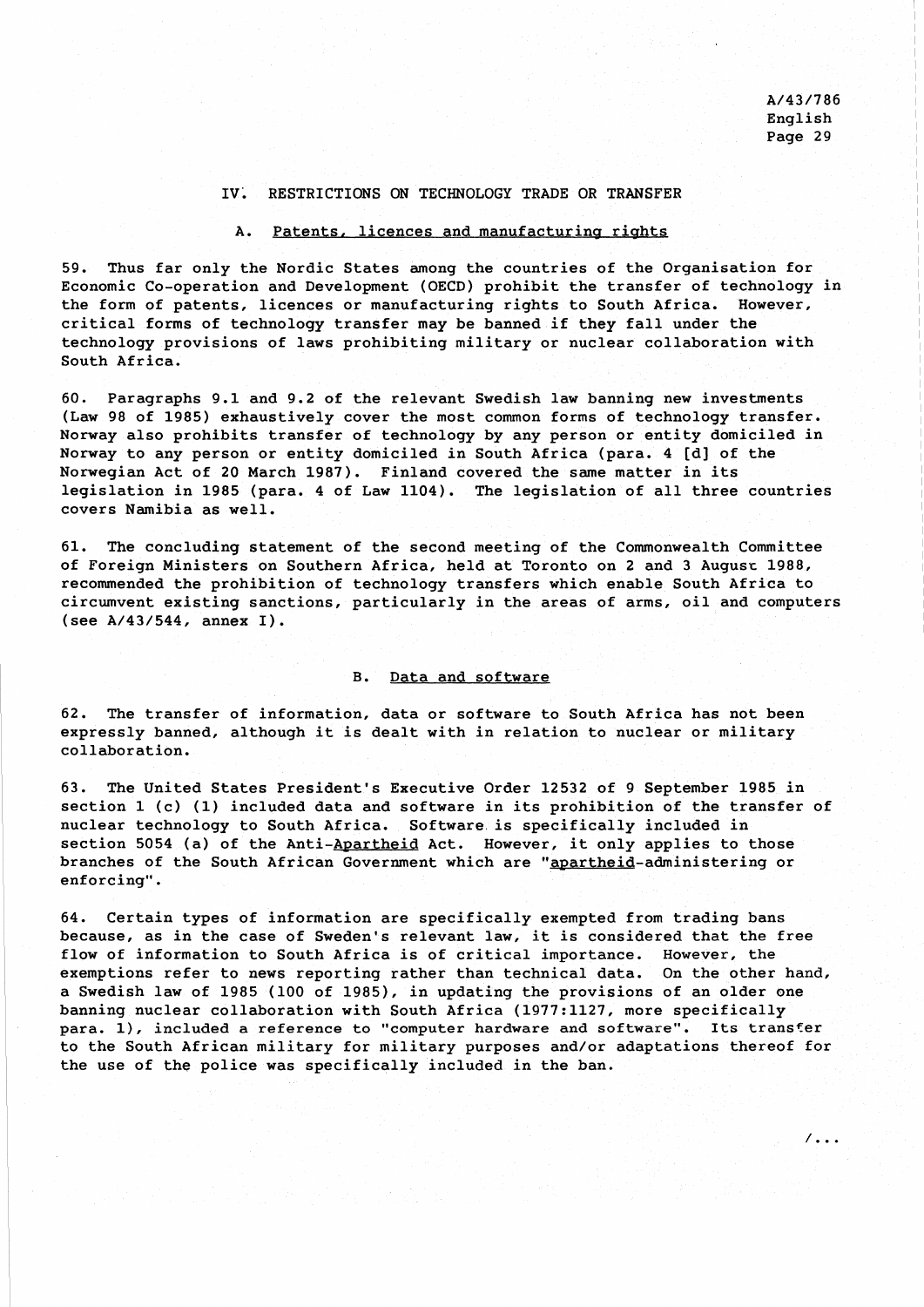## IV. RESTRICTIONS ON TECHNOLOGY TRADE OR TRANSFER

### A. Patents, licences and manufacturing rights

59. Thus far only the Nordic States among the countries of the Organisation for Economic Co-operation and Development (OECD) prohibit the transfer of technology in the form of patents, licences or manufacturing rights to South Africa. However, critical forms of technology transfer may be banned if they fall under the technology provisions of laws prohibiting military or nuclear collaboration with South Africa.

60. Paragraphs 9.1 and 9.2 of the relevant Swedish law banning new investments (Law 98 of 1985) exhaustively cover the most common forms of technology transfer. Norway also prohibits transfer of technology by any person or entity domiciled in Norway to any person or entity domiciled in South Africa (para. 4 [d] of the Norwegian Act of 20 March 1987). Finland covered the same matter in its legislation in 1985 (para. 4 of Law 1104). The legislation of all three countries covers Namibia as well.

61. The concluding statement of the second meeting of the Commonwealth Committee of Foreign Ministers on Southern Africa, held at Toronto on 2 and 3 August 1988, recommended the prohibition of technology transfers which enable South Africa to circumvent existing sanctions, particularly in the areas of arms, oil and computers (see A/43/544, annex I).

### B. Data and software

62. The transfer of information, data or software to South Africa has not been expressly banned, although it is dealt with in relation to nuclear or military collaboration.

63. The United States President's Executive Order 12532 of 9 September 1985 in section 1 (c) (1) included data and software in its prohibition of the transfer of nuclear technology to South Africa. Software is specifically included in section 5054 (a) of the Anti-*Apartheid* Act. However, it only applies to those branches of the South African Government which are "*apartheid*-administering or enforcing".

64. Certain types of information are specifically exempted from trading bans because, as in the case of Sweden's relevant law, it is considered that the free flow of information to South Africa is of critical importance. However, the exemptions refer to news reporting rather than technical data. On the other hand, a Swedish law of 1985 (100 of 1985), in updating the provisions of an older one banning nuclear collaboration with South Africa (1977:1127, more specifically para. 1), included a reference to "computer hardware and software". Its transfer to the South African military for military purposes and/or adaptations thereof for the use of the police was specifically included in the ban.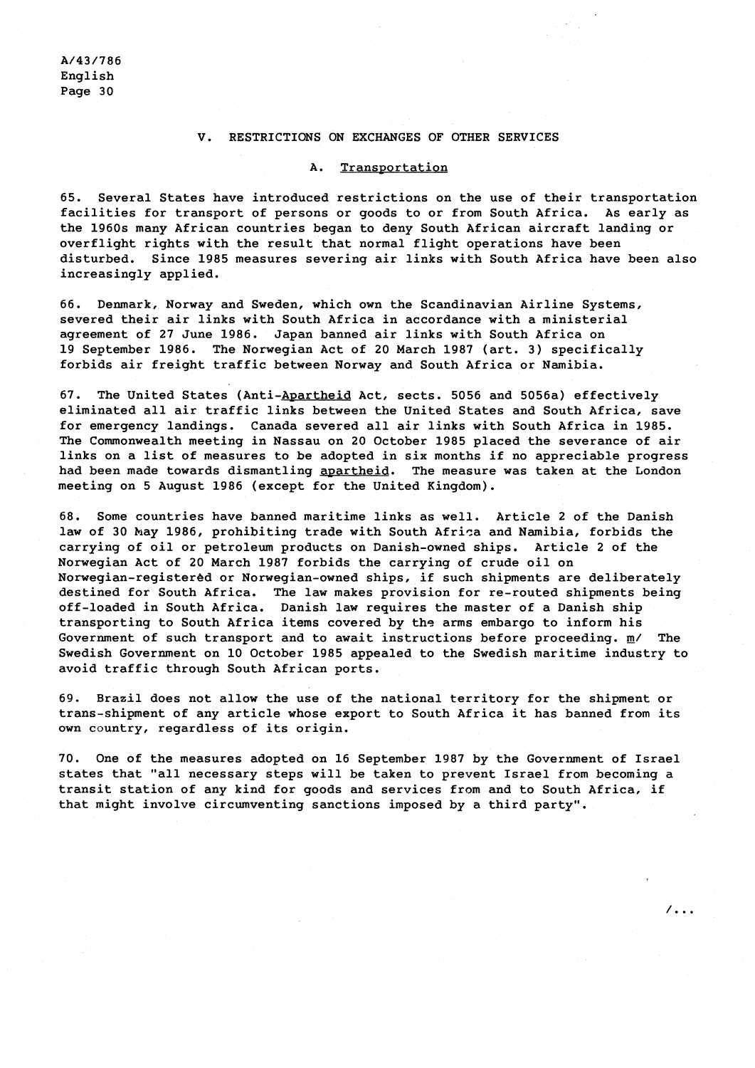## V. RESTRICTIONS ON EXCHANGES OF OTHER SERVICES

### A. Transportation

65. Several States have introduced restrictions on the use of their transportation facilities for transport of persons or goods to or from South Africa. As early as the 1960s many African countries began to deny South African aircraft landing or overflight rights with the result that normal flight operations have been disturbed. Since 1985 measures severing air links with South Africa have been also increasingly applied.

66. Denmark, Norway and Sweden, which own the Scandinavian Airline Systems, severed their air links with South Africa in accordance with a ministerial agreement of 27 June 1986. Japan banned air links with South Africa on 19 September 1986. The Norwegian Act of 20 March 1987 (art. 3) specifically forbids air freight traffic between Norway and South Africa or Namibia.

67. The United States (Anti-*Apartheid* Act, sects. 5056 and 5056a) effectively eliminated all air traffic links between the United States and South Africa, save for emergency landings. Canada severed all air links with South Africa in 1985. The Commonwealth meeting in Nassau on 20 October 1985 placed the severance of air links on a list of measures to be adopted in six months if no appreciable progress had been made towards dismantling *apartheid*. The measure was taken at the London meeting on 5 August 1986 (except for the United Kingdom).

68. Some countries have banned maritime links as well. Article 2 of the Danish law of 30 May 1986, prohibiting trade with South Africa and Namibia, forbids the carrying of oil or petroleum products on Danish-owned ships. Article 2 of the Norwegian Act of 20 March 1987 forbids the carrying of crude oil on Norwegian-registered or Norwegian-owned ships, if such shipments are deliberately destined for South Africa. The law makes provision for re-routed shipments being off-loaded in South Africa. Danish law requires the master of a Danish ship transporting to South Africa items covered by the arms embargo to inform his Government of such transport and to await instructions before proceeding. m/ The Swedish Government on 10 October 1985 appealed to the Swedish maritime industry to avoid traffic through South African ports.

69. Brazil does not allow the use of the national territory for the shipment or trans-shipment of any article whose export to South Africa it has banned from its own country, regardless of its origin.

70. One of the measures adopted on 16 September 1987 by the Government of Israel states that "all necessary steps will be taken to prevent Israel from becoming a transit station of any kind for goods and services from and to South Africa, if that might involve circumventing sanctions imposed by a third party".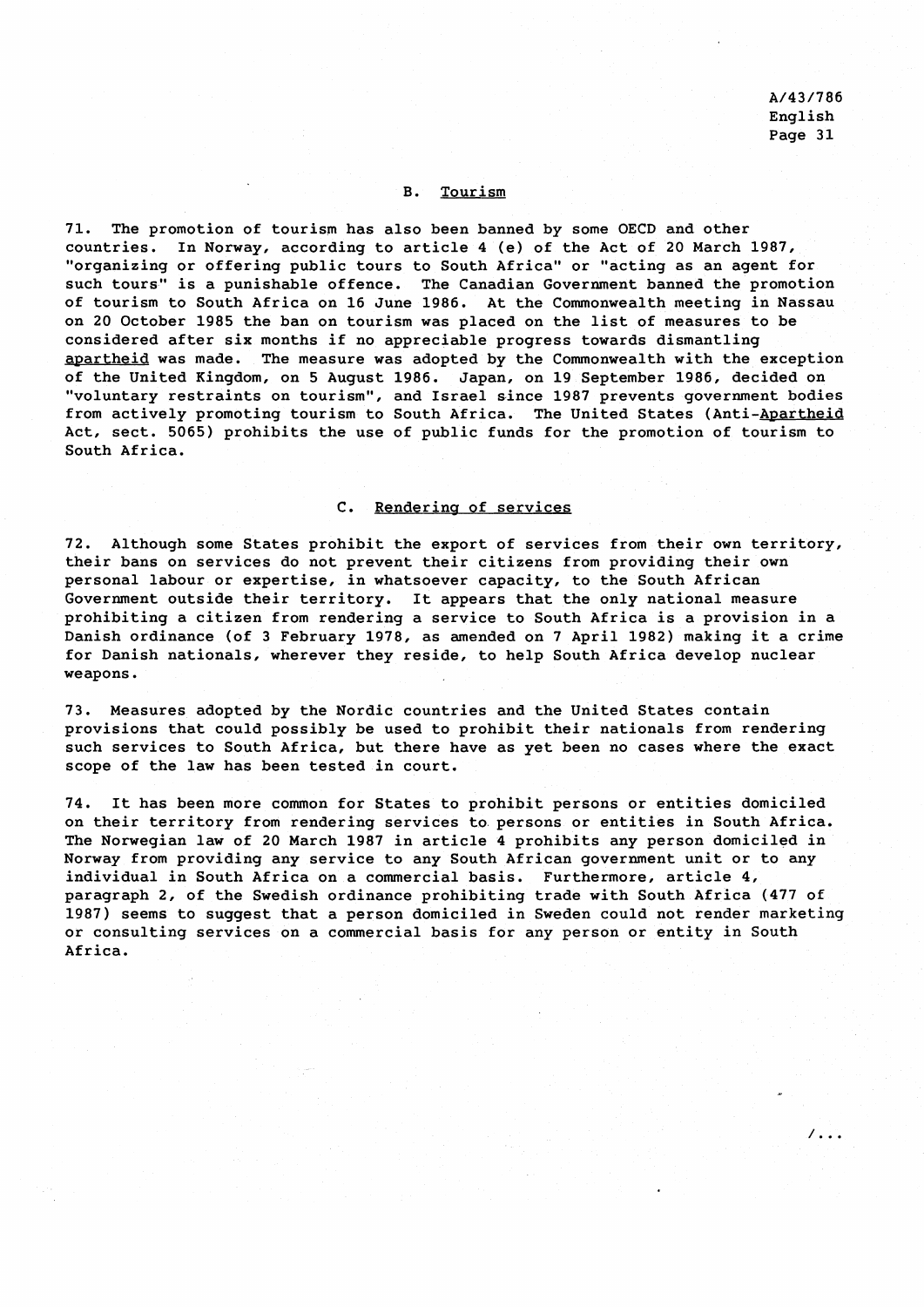## B. Tourism

71. The promotion of tourism has also been banned by some OECD and other countries. In Norway, according to article 4 (e) of the Act of 20 March 1987, "organizing or offering public tours to South Africa" or "acting as an agent for such tours" is a punishable offence. The Canadian Government banned the promotion of tourism to South Africa on 16 June 1986. At the Commonwealth meeting in Nassau on 20 October 1985 the ban on tourism was placed on the list of measures to be considered after six months if no appreciable progress towards dismantling *apartheid* was made. The measure was adopted by the Commonwealth with the exception of the United Kingdom, on 5 August 1986. Japan, on 19 September 1986, decided on "voluntary restraints on tourism", and Israel since 1987 prevents government bodies from actively promoting tourism to South Africa. The United States (Anti-*Apartheid* Act, sect. 5065) prohibits the use of public funds for the promotion of tourism to South Africa.

## C. Rendering of services

72. Although some States prohibit the export of services from their own territory, their bans on services do not prevent their citizens from providing their own personal labour or expertise, in whatsoever capacity, to the South African Government outside their territory. It appears that the only national measure prohibiting a citizen from rendering a service to South Africa is a provision in a Danish ordinance (of 3 February 1978, as amended on 7 April 1982) making it a crime for Danish nationals, wherever they reside, to help South Africa develop nuclear weapons.

73. Measures adopted by the Nordic countries and the United States contain provisions that could possibly be used to prohibit their nationals from rendering such services to South Africa, but there have as yet been no cases where the exact scope of the law has been tested in court.

74. It has been more common for States to prohibit persons or entities domiciled on their territory from rendering services to persons or entities in South Africa. The Norwegian law of 20 March 1987 in article 4 prohibits any person domiciled in Norway from providing any service to any South African government unit or to any individual in South Africa on a commercial basis. Furthermore, article 4, paragraph 2, of the Swedish ordinance prohibiting trade with South Africa (477 of 1987) seems to suggest that a person domiciled in Sweden could not render marketing or consulting services on a commercial basis for any person or entity in South Africa.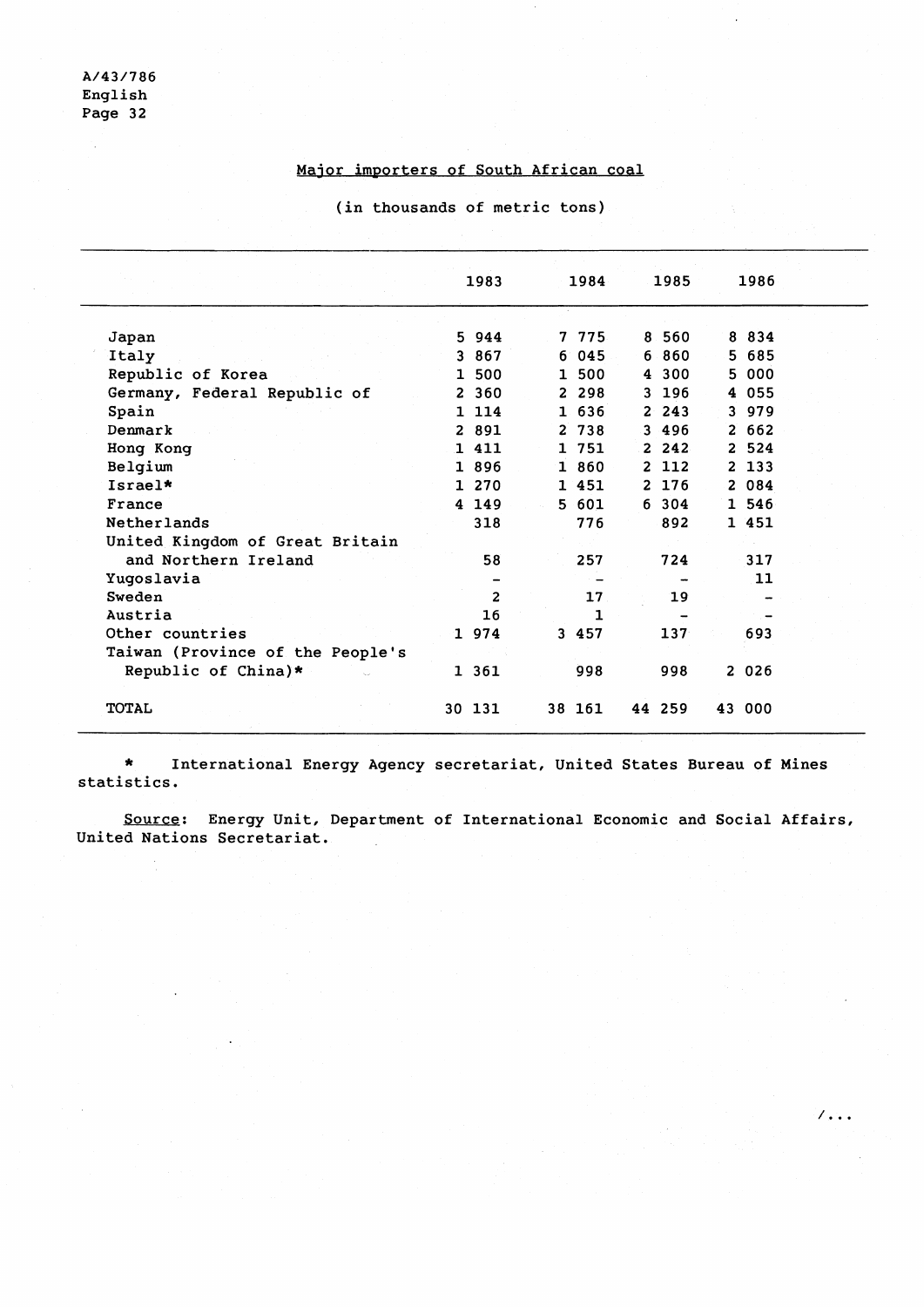## Major importers of South African coal

(in thousands of metric tons)

| | 1983 | 1984 | 1985 | 1986 |
|---|---|---|---|---|
| Japan | 5 944 | 7 775 | 8 560 | 8 834 |
| Italy | 3 867 | 6 045 | 6 860 | 5 685 |
| Republic of Korea | 1 500 | 1 500 | 4 300 | 5 000 |
| Germany, Federal Republic of | 2 360 | 2 298 | 3 196 | 4 055 |
| Spain | 1 114 | 1 636 | 2 243 | 3 979 |
| Denmark | 2 891 | 2 738 | 3 496 | 2 662 |
| Hong Kong | 1 411 | 1 751 | 2 242 | 2 524 |
| Belgium | 1 896 | 1 860 | 2 112 | 2 133 |
| Israel* | 1 270 | 1 451 | 2 176 | 2 084 |
| France | 4 149 | 5 601 | 6 304 | 1 546 |
| Netherlands | 318 | 776 | 892 | 1 451 |
| United Kingdom of Great Britain and Northern Ireland | 58 | 257 | 724 | 317 |
| Yugoslavia | - | - | - | 11 |
| Sweden | 2 | 17 | 19 | - |
| Austria | 16 | 1 | - | - |
| Other countries | 1 974 | 3 457 | 137 | 693 |
| Taiwan (Province of the People's Republic of China)* | 1 361 | 998 | 998 | 2 026 |
| TOTAL | 30 131 | 38 161 | 44 259 | 43 000 |

\* International Energy Agency secretariat, United States Bureau of Mines statistics.

*Source*: Energy Unit, Department of International Economic and Social Affairs, United Nations Secretariat.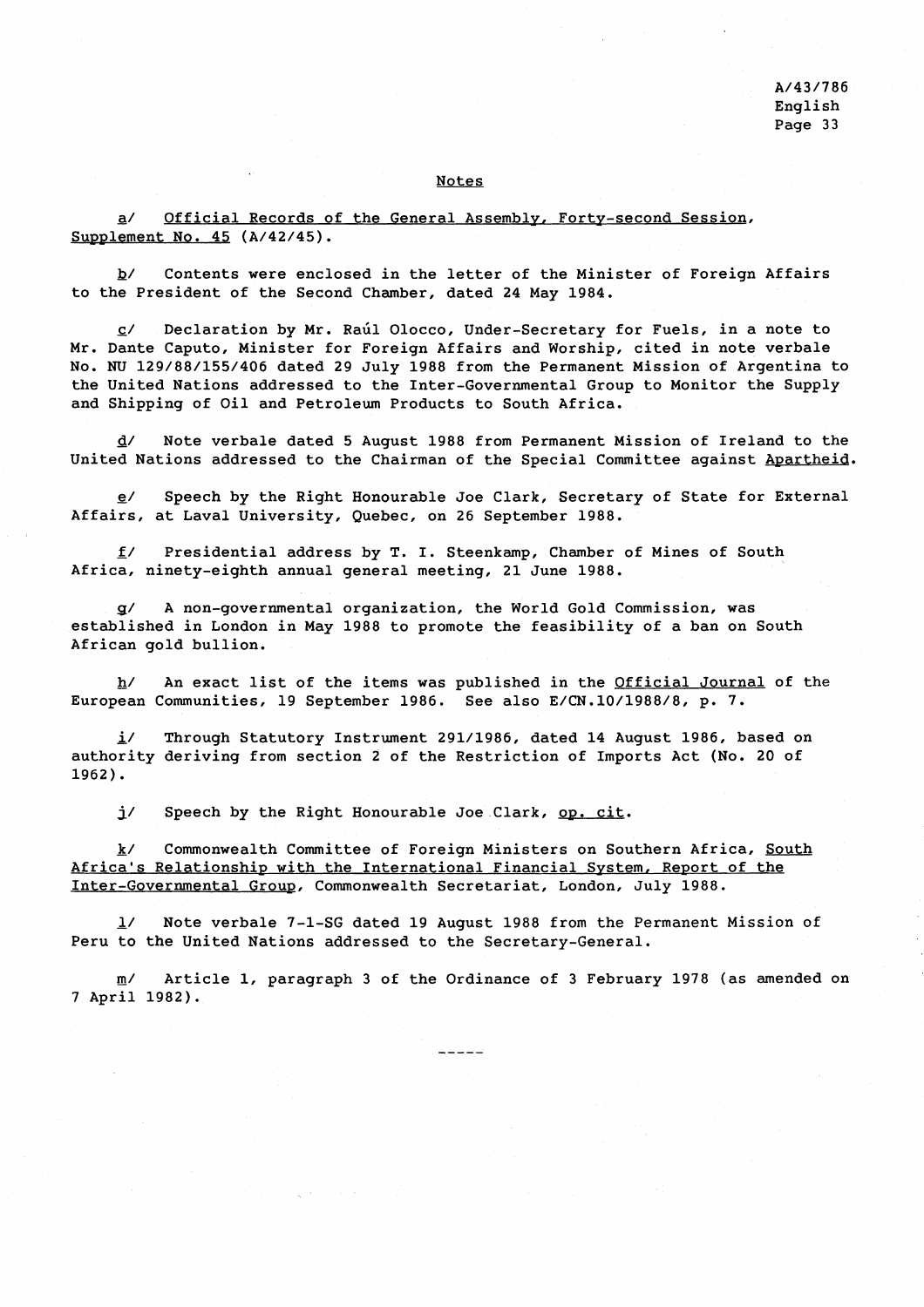## Notes

a/ *Official Records of the General Assembly, Forty-second Session, Supplement No. 45* (A/42/45).

b/ Contents were enclosed in the letter of the Minister of Foreign Affairs to the President of the Second Chamber, dated 24 May 1984.

c/ Declaration by Mr. Raúl Olocco, Under-Secretary for Fuels, in a note to Mr. Dante Caputo, Minister for Foreign Affairs and Worship, cited in note verbale No. NU 129/88/155/406 dated 29 July 1988 from the Permanent Mission of Argentina to the United Nations addressed to the Inter-Governmental Group to Monitor the Supply and Shipping of Oil and Petroleum Products to South Africa.

d/ Note verbale dated 5 August 1988 from Permanent Mission of Ireland to the United Nations addressed to the Chairman of the Special Committee against *Apartheid*.

e/ Speech by the Right Honourable Joe Clark, Secretary of State for External Affairs, at Laval University, Quebec, on 26 September 1988.

f/ Presidential address by T. I. Steenkamp, Chamber of Mines of South Africa, ninety-eighth annual general meeting, 21 June 1988.

g/ A non-governmental organization, the World Gold Commission, was established in London in May 1988 to promote the feasibility of a ban on South African gold bullion.

h/ An exact list of the items was published in the *Official Journal* of the European Communities, 19 September 1986. See also E/CN.10/1988/8, p. 7.

i/ Through Statutory Instrument 291/1986, dated 14 August 1986, based on authority deriving from section 2 of the Restriction of Imports Act (No. 20 of 1962).

j/ Speech by the Right Honourable Joe Clark, *op. cit*.

k/ Commonwealth Committee of Foreign Ministers on Southern Africa, *South Africa's Relationship with the International Financial System, Report of the Inter-Governmental Group*, Commonwealth Secretariat, London, July 1988.

l/ Note verbale 7-1-SG dated 19 August 1988 from the Permanent Mission of Peru to the United Nations addressed to the Secretary-General.

m/ Article 1, paragraph 3 of the Ordinance of 3 February 1978 (as amended on 7 April 1982).

-----